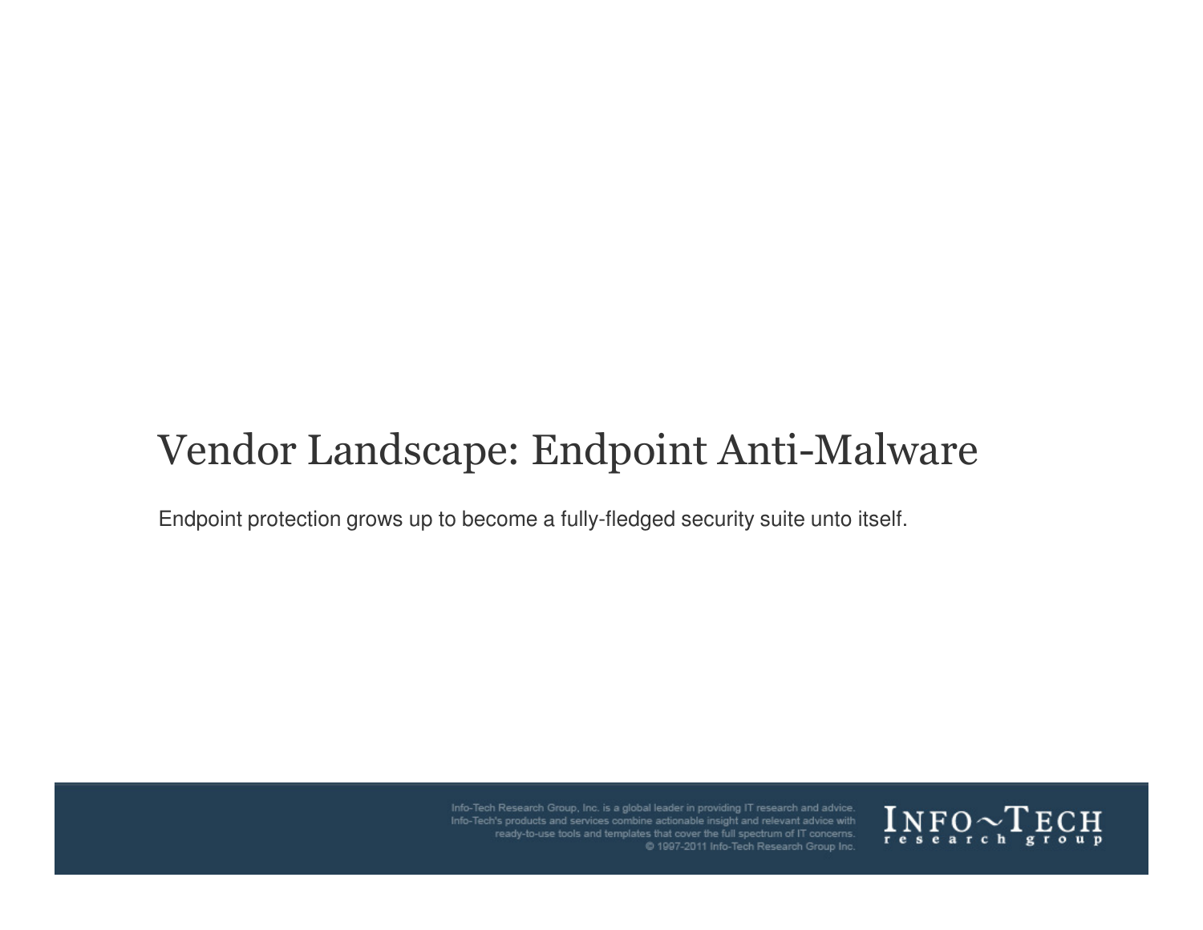# Vendor Landscape: Endpoint Anti-Malware

Endpoint protection grows up to become a fully-fledged security suite unto itself.

Info-Tech Research Group, Inc. is a global leader in providing IT research and advice. Info-Tech's products and services combine actionable insight and relevant advice with ready-to-use tools and templates that cover the full spectrum of IT concerns.
© 1997-2011 Info-Tech Research Group Inc.

INFO~TECH research group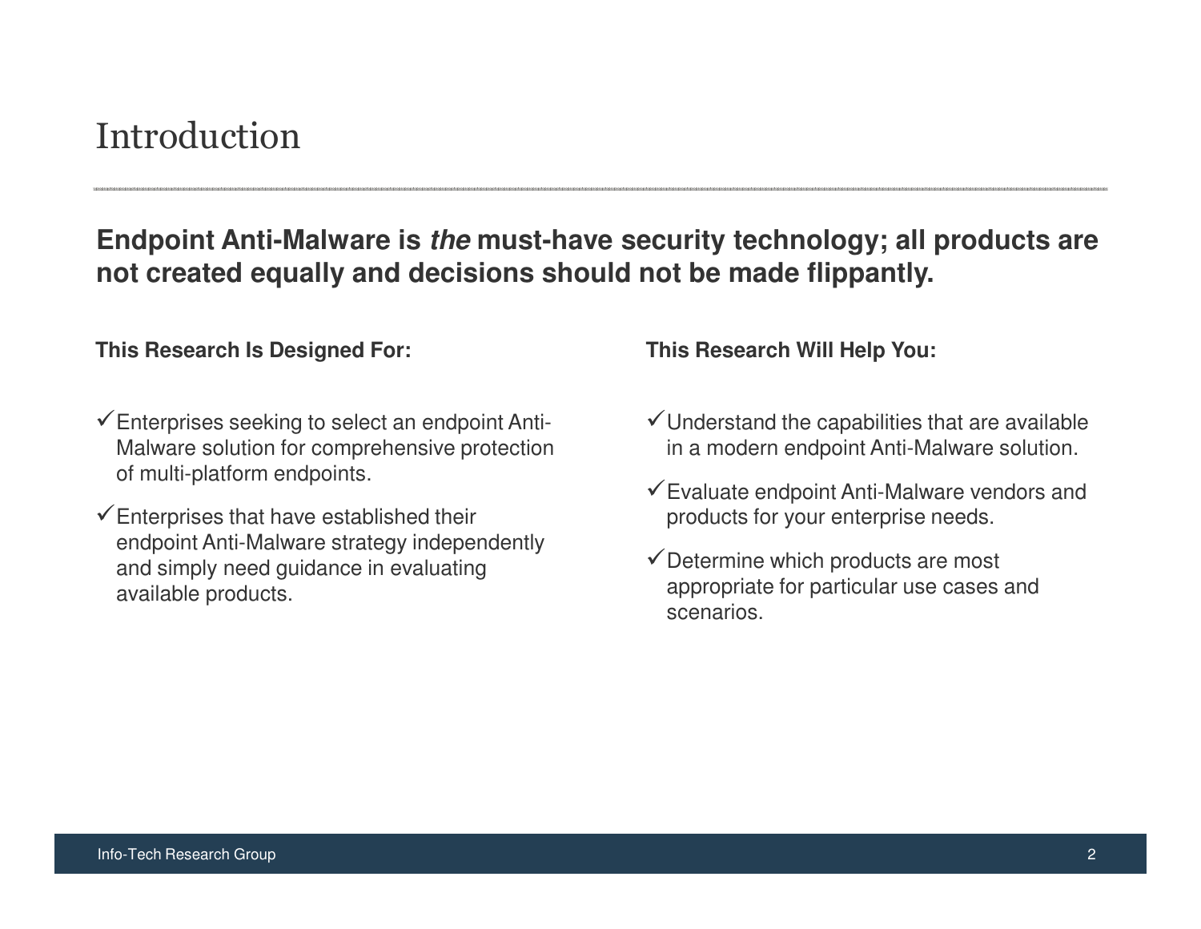# Introduction

**Endpoint Anti-Malware is *the* must-have security technology; all products are not created equally and decisions should not be made flippantly.**

**This Research Is Designed For:**

- ✓ Enterprises seeking to select an endpoint Anti-Malware solution for comprehensive protection of multi-platform endpoints.
- ✓ Enterprises that have established their endpoint Anti-Malware strategy independently and simply need guidance in evaluating available products.

**This Research Will Help You:**

- ✓ Understand the capabilities that are available in a modern endpoint Anti-Malware solution.
- ✓ Evaluate endpoint Anti-Malware vendors and products for your enterprise needs.
- ✓ Determine which products are most appropriate for particular use cases and scenarios.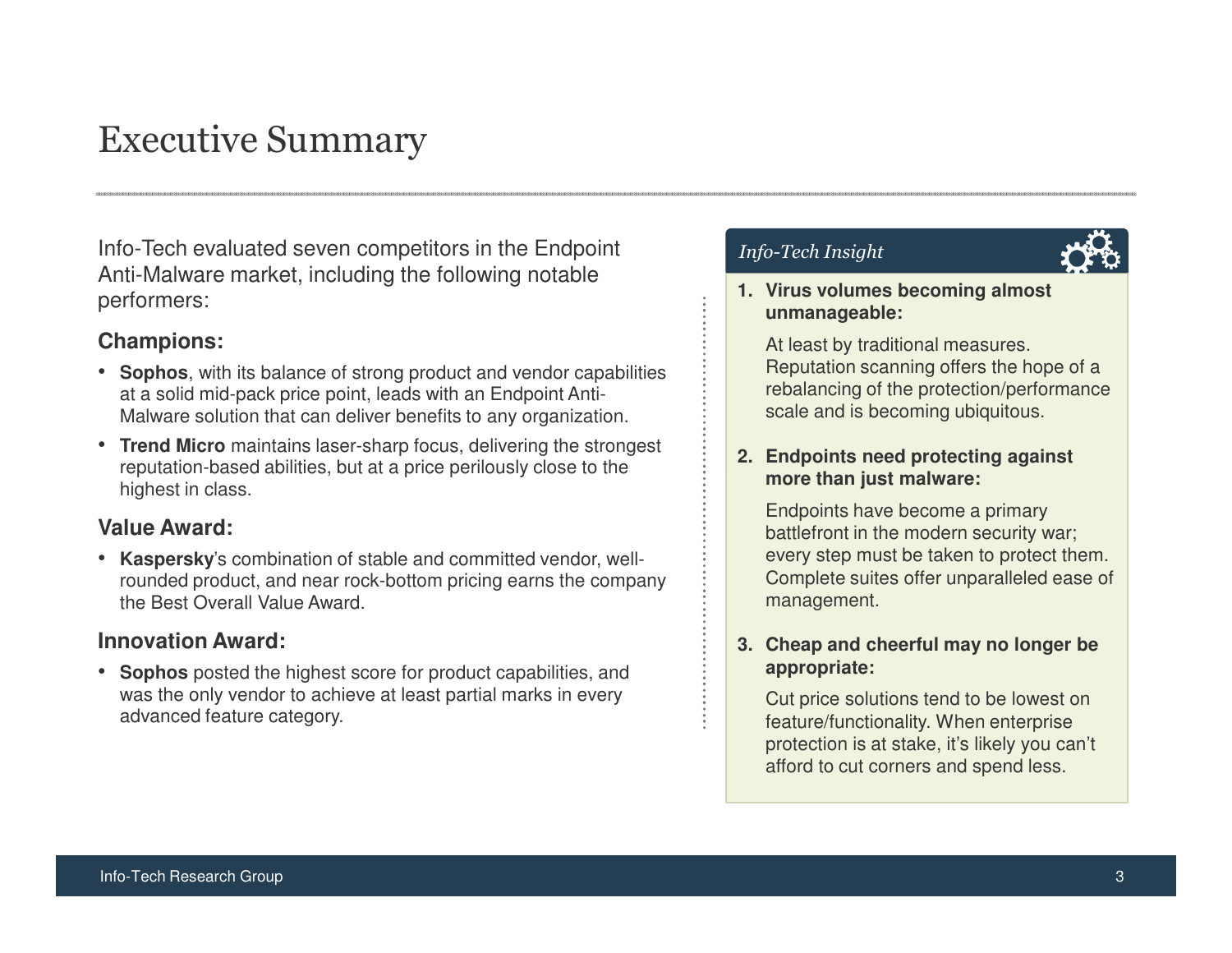# Executive Summary

Info-Tech evaluated seven competitors in the Endpoint Anti-Malware market, including the following notable performers:

### Champions:

- **Sophos**, with its balance of strong product and vendor capabilities at a solid mid-pack price point, leads with an Endpoint Anti-Malware solution that can deliver benefits to any organization.
- **Trend Micro** maintains laser-sharp focus, delivering the strongest reputation-based abilities, but at a price perilously close to the highest in class.

### Value Award:

- **Kaspersky**'s combination of stable and committed vendor, well-rounded product, and near rock-bottom pricing earns the company the Best Overall Value Award.

### Innovation Award:

- **Sophos** posted the highest score for product capabilities, and was the only vendor to achieve at least partial marks in every advanced feature category.

### *Info-Tech Insight*

1. **Virus volumes becoming almost unmanageable:**

   At least by traditional measures. Reputation scanning offers the hope of a rebalancing of the protection/performance scale and is becoming ubiquitous.

2. **Endpoints need protecting against more than just malware:**

   Endpoints have become a primary battlefront in the modern security war; every step must be taken to protect them. Complete suites offer unparalleled ease of management.

3. **Cheap and cheerful may no longer be appropriate:**

   Cut price solutions tend to be lowest on feature/functionality. When enterprise protection is at stake, it's likely you can't afford to cut corners and spend less.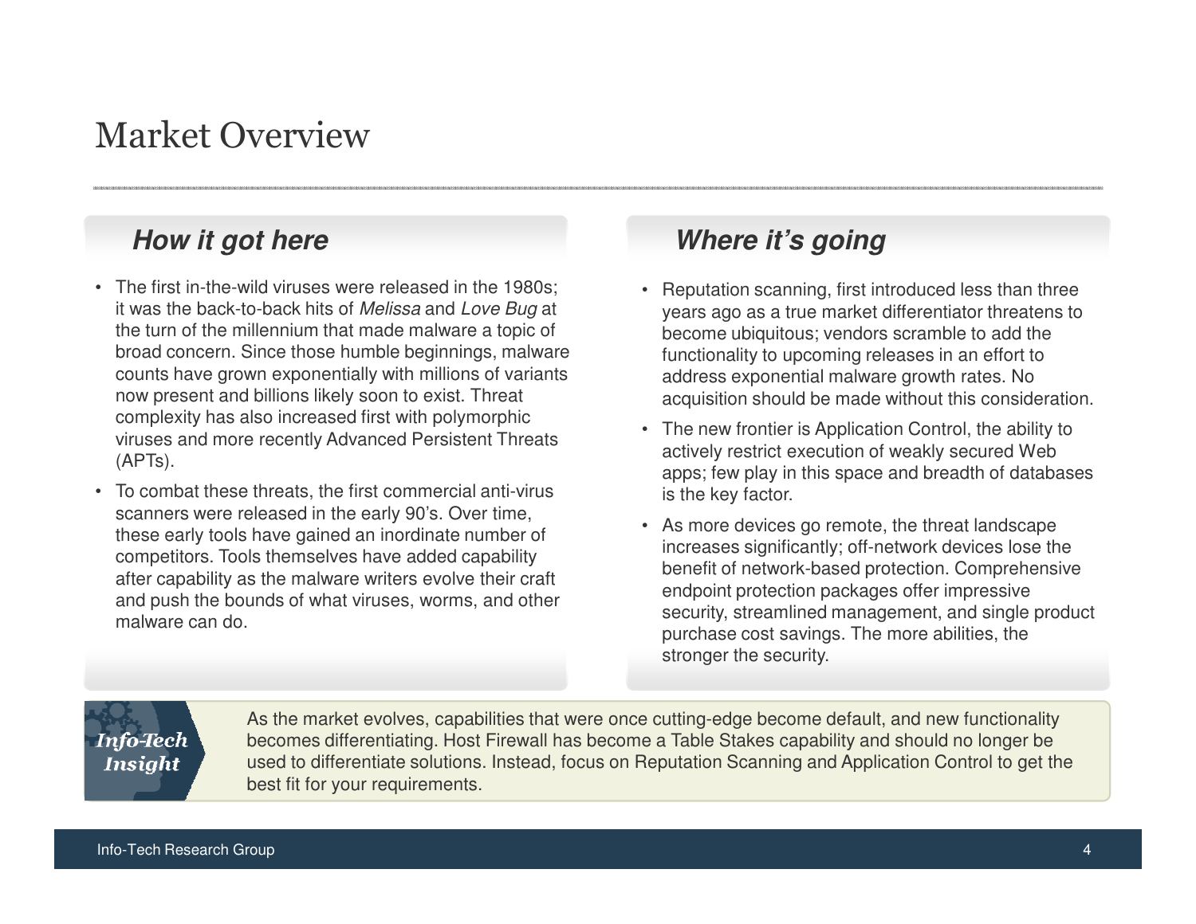# Market Overview

## *How it got here*

- The first in-the-wild viruses were released in the 1980s; it was the back-to-back hits of *Melissa* and *Love Bug* at the turn of the millennium that made malware a topic of broad concern. Since those humble beginnings, malware counts have grown exponentially with millions of variants now present and billions likely soon to exist. Threat complexity has also increased first with polymorphic viruses and more recently Advanced Persistent Threats (APTs).
- To combat these threats, the first commercial anti-virus scanners were released in the early 90's. Over time, these early tools have gained an inordinate number of competitors. Tools themselves have added capability after capability as the malware writers evolve their craft and push the bounds of what viruses, worms, and other malware can do.

## *Where it's going*

- Reputation scanning, first introduced less than three years ago as a true market differentiator threatens to become ubiquitous; vendors scramble to add the functionality to upcoming releases in an effort to address exponential malware growth rates. No acquisition should be made without this consideration.
- The new frontier is Application Control, the ability to actively restrict execution of weakly secured Web apps; few play in this space and breadth of databases is the key factor.
- As more devices go remote, the threat landscape increases significantly; off-network devices lose the benefit of network-based protection. Comprehensive endpoint protection packages offer impressive security, streamlined management, and single product purchase cost savings. The more abilities, the stronger the security.

**Info-Tech Insight**

As the market evolves, capabilities that were once cutting-edge become default, and new functionality becomes differentiating. Host Firewall has become a Table Stakes capability and should no longer be used to differentiate solutions. Instead, focus on Reputation Scanning and Application Control to get the best fit for your requirements.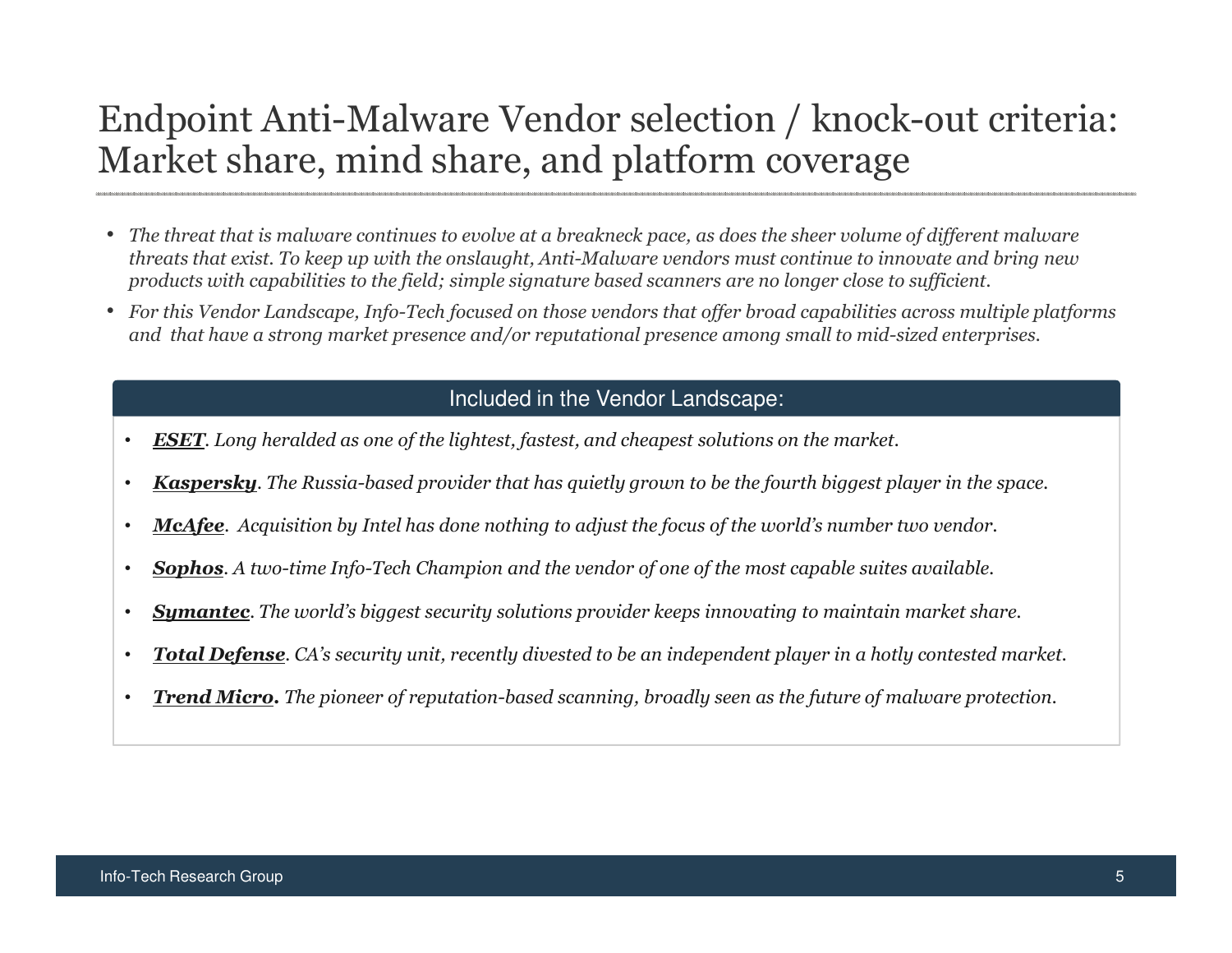# Endpoint Anti-Malware Vendor selection / knock-out criteria: Market share, mind share, and platform coverage

- *The threat that is malware continues to evolve at a breakneck pace, as does the sheer volume of different malware threats that exist. To keep up with the onslaught, Anti-Malware vendors must continue to innovate and bring new products with capabilities to the field; simple signature based scanners are no longer close to sufficient.*
- *For this Vendor Landscape, Info-Tech focused on those vendors that offer broad capabilities across multiple platforms and that have a strong market presence and/or reputational presence among small to mid-sized enterprises.*

### Included in the Vendor Landscape:

- ***ESET***. *Long heralded as one of the lightest, fastest, and cheapest solutions on the market.*
- ***Kaspersky***. *The Russia-based provider that has quietly grown to be the fourth biggest player in the space.*
- ***McAfee***. *Acquisition by Intel has done nothing to adjust the focus of the world's number two vendor.*
- ***Sophos***. *A two-time Info-Tech Champion and the vendor of one of the most capable suites available.*
- ***Symantec***. *The world's biggest security solutions provider keeps innovating to maintain market share.*
- ***Total Defense***. *CA's security unit, recently divested to be an independent player in a hotly contested market.*
- ***Trend Micro***. *The pioneer of reputation-based scanning, broadly seen as the future of malware protection.*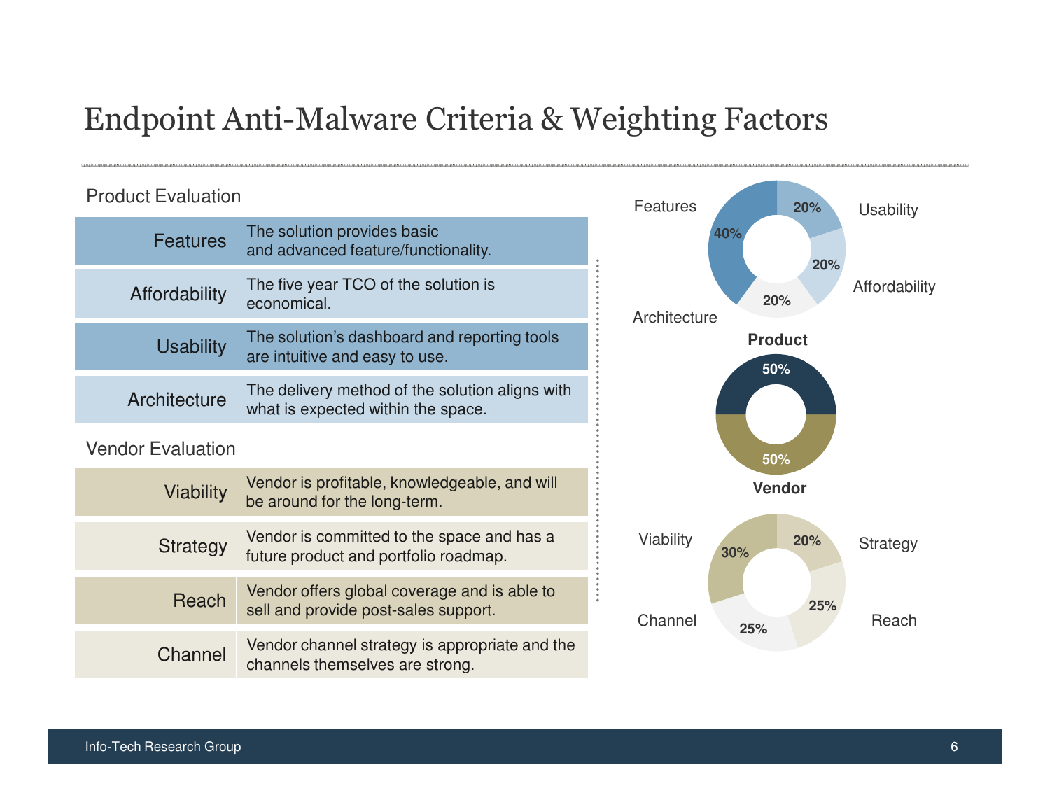# Endpoint Anti-Malware Criteria & Weighting Factors

## Product Evaluation

| Criteria | Description |
|---|---|
| Features | The solution provides basic and advanced feature/functionality. |
| Affordability | The five year TCO of the solution is economical. |
| Usability | The solution's dashboard and reporting tools are intuitive and easy to use. |
| Architecture | The delivery method of the solution aligns with what is expected within the space. |

## Vendor Evaluation

| Criteria | Description |
|---|---|
| Viability | Vendor is profitable, knowledgeable, and will be around for the long-term. |
| Strategy | Vendor is committed to the space and has a future product and portfolio roadmap. |
| Reach | Vendor offers global coverage and is able to sell and provide post-sales support. |
| Channel | Vendor channel strategy is appropriate and the channels themselves are strong. |

**Product** 50% / **Vendor** 50%

| Product | Weight |
|---|---|
| Features | 40% |
| Usability | 20% |
| Affordability | 20% |
| Architecture | 20% |

| Vendor | Weight |
|---|---|
| Viability | 30% |
| Strategy | 20% |
| Reach | 25% |
| Channel | 25% |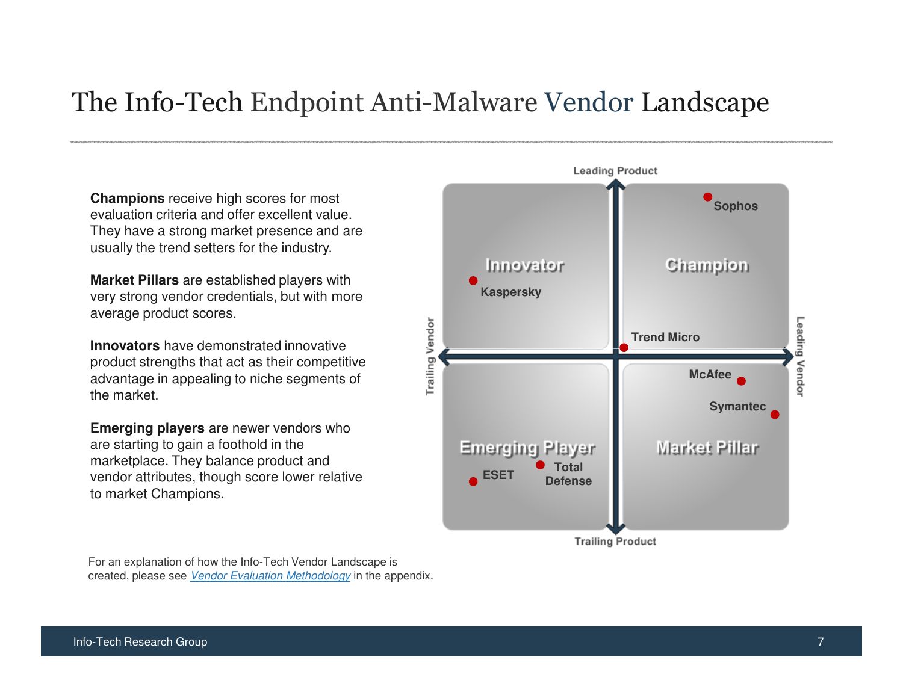# The Info-Tech Endpoint Anti-Malware Vendor Landscape

**Champions** receive high scores for most evaluation criteria and offer excellent value. They have a strong market presence and are usually the trend setters for the industry.

**Market Pillars** are established players with very strong vendor credentials, but with more average product scores.

**Innovators** have demonstrated innovative product strengths that act as their competitive advantage in appealing to niche segments of the market.

**Emerging players** are newer vendors who are starting to gain a foothold in the marketplace. They balance product and vendor attributes, though score lower relative to market Champions.

Leading Product

Innovator: Kaspersky

Champion: Sophos, Trend Micro

Trailing Vendor — Leading Vendor

Emerging Player: ESET, Total Defense

Market Pillar: McAfee, Symantec

Trailing Product

For an explanation of how the Info-Tech Vendor Landscape is created, please see *Vendor Evaluation Methodology* in the appendix.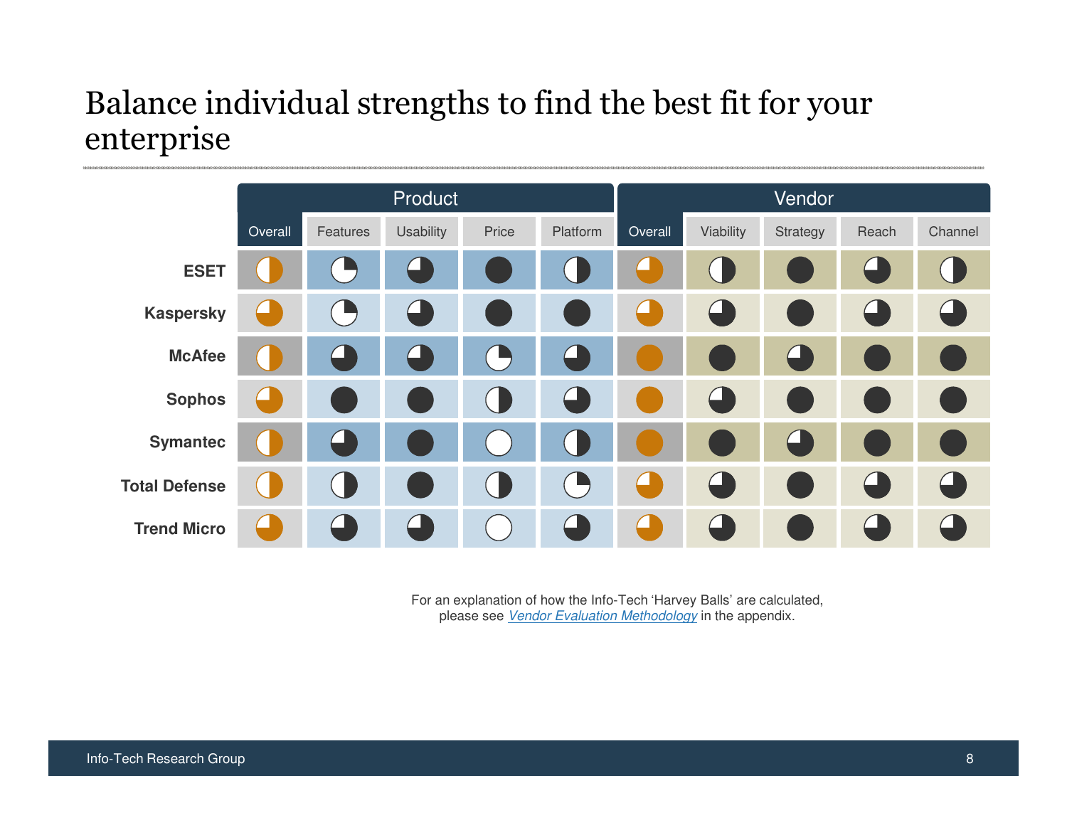# Balance individual strengths to find the best fit for your enterprise

| | Product | | | | | Vendor | | | | |
|---|---|---|---|---|---|---|---|---|---|---|
| | Overall | Features | Usability | Price | Platform | Overall | Viability | Strategy | Reach | Channel |
| **ESET** | Half | Quarter | Three-quarter | Full | Half | Three-quarter | Half | Full | Three-quarter | Half |
| **Kaspersky** | Three-quarter | Quarter | Three-quarter | Full | Full | Three-quarter | Three-quarter | Full | Three-quarter | Three-quarter |
| **McAfee** | Half | Three-quarter | Three-quarter | Quarter | Three-quarter | Full | Full | Three-quarter | Full | Full |
| **Sophos** | Three-quarter | Full | Full | Half | Three-quarter | Full | Three-quarter | Full | Full | Full |
| **Symantec** | Half | Three-quarter | Full | Empty | Half | Full | Full | Three-quarter | Full | Full |
| **Total Defense** | Half | Half | Full | Half | Quarter | Three-quarter | Three-quarter | Full | Three-quarter | Three-quarter |
| **Trend Micro** | Three-quarter | Three-quarter | Three-quarter | Empty | Three-quarter | Three-quarter | Three-quarter | Full | Three-quarter | Three-quarter |

For an explanation of how the Info-Tech 'Harvey Balls' are calculated, please see *Vendor Evaluation Methodology* in the appendix.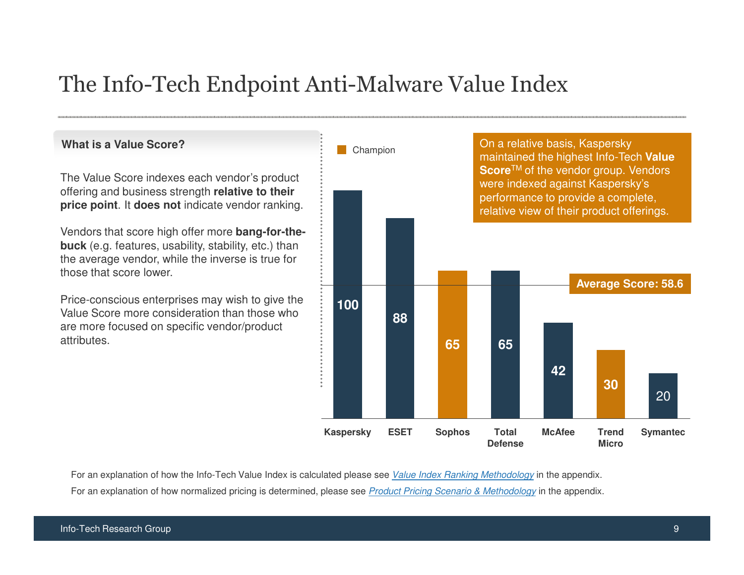# The Info-Tech Endpoint Anti-Malware Value Index

**What is a Value Score?**

The Value Score indexes each vendor's product offering and business strength **relative to their price point**. It **does not** indicate vendor ranking.

Vendors that score high offer more **bang-for-the-buck** (e.g. features, usability, stability, etc.) than the average vendor, while the inverse is true for those that score lower.

Price-conscious enterprises may wish to give the Value Score more consideration than those who are more focused on specific vendor/product attributes.

On a relative basis, Kaspersky maintained the highest Info-Tech **Value Score**™ of the vendor group. Vendors were indexed against Kaspersky's performance to provide a complete, relative view of their product offerings.

| Vendor | Value Score |
|---|---|
| Kaspersky | 100 |
| ESET | 88 |
| Sophos (Champion) | 65 |
| Total Defense | 65 |
| McAfee | 42 |
| Trend Micro (Champion) | 30 |
| Symantec | 20 |

**Average Score: 58.6**

For an explanation of how the Info-Tech Value Index is calculated please see *Value Index Ranking Methodology* in the appendix.

For an explanation of how normalized pricing is determined, please see *Product Pricing Scenario & Methodology* in the appendix.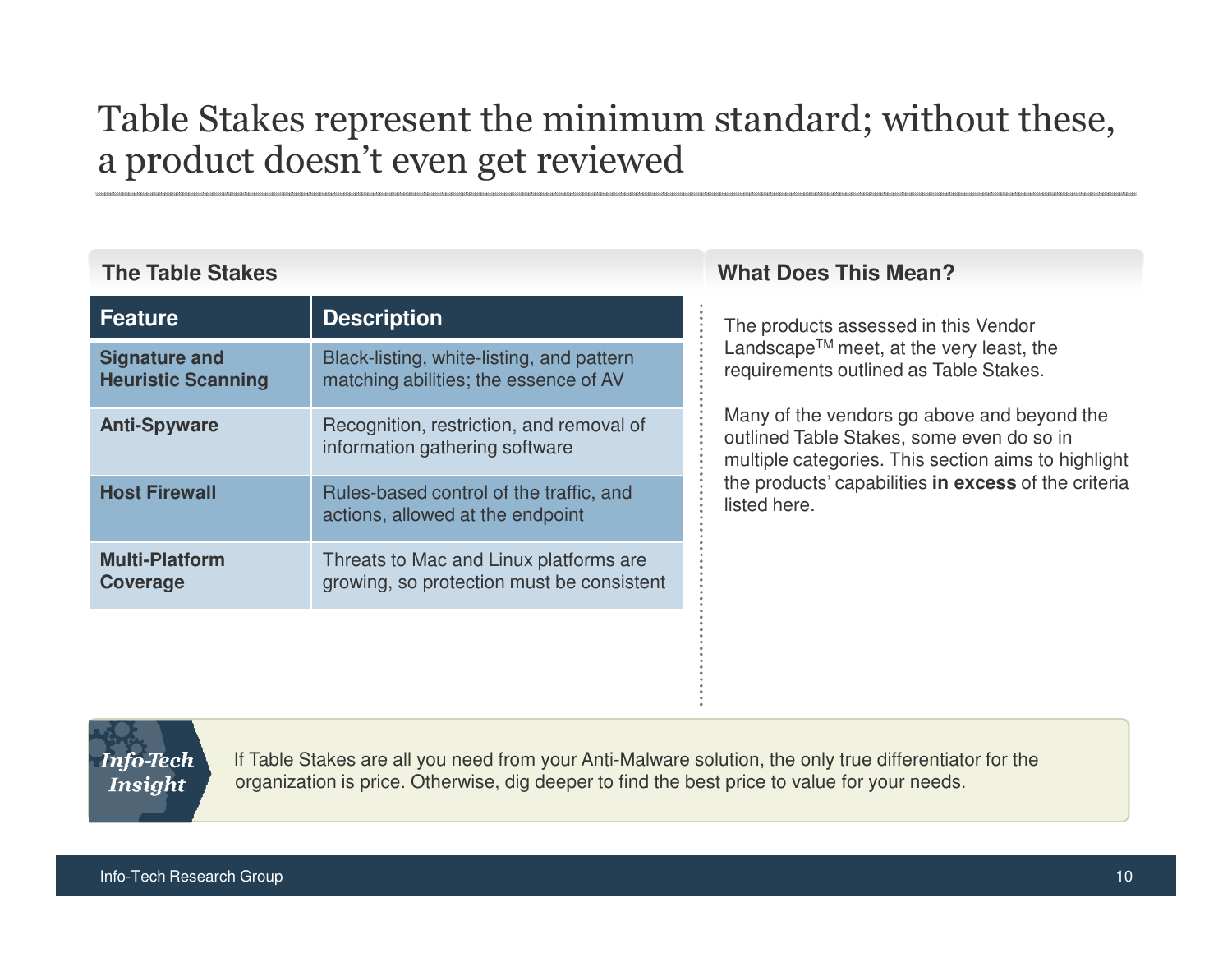# Table Stakes represent the minimum standard; without these, a product doesn't even get reviewed

## The Table Stakes

| Feature | Description |
|---|---|
| **Signature and Heuristic Scanning** | Black-listing, white-listing, and pattern matching abilities; the essence of AV |
| **Anti-Spyware** | Recognition, restriction, and removal of information gathering software |
| **Host Firewall** | Rules-based control of the traffic, and actions, allowed at the endpoint |
| **Multi-Platform Coverage** | Threats to Mac and Linux platforms are growing, so protection must be consistent |

## What Does This Mean?

The products assessed in this Vendor Landscape™ meet, at the very least, the requirements outlined as Table Stakes.

Many of the vendors go above and beyond the outlined Table Stakes, some even do so in multiple categories. This section aims to highlight the products' capabilities **in excess** of the criteria listed here.

***Info-Tech Insight***

If Table Stakes are all you need from your Anti-Malware solution, the only true differentiator for the organization is price. Otherwise, dig deeper to find the best price to value for your needs.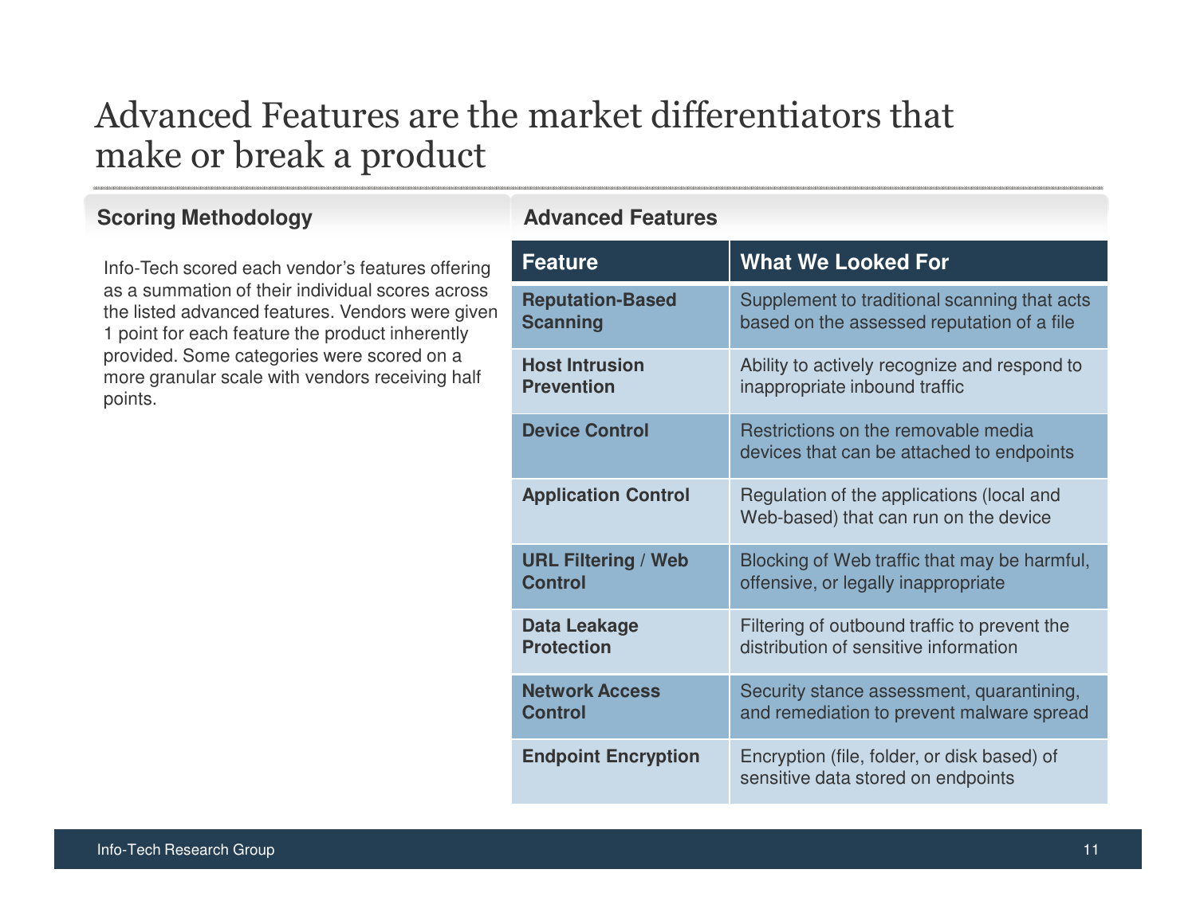# Advanced Features are the market differentiators that make or break a product

## Scoring Methodology

Info-Tech scored each vendor's features offering as a summation of their individual scores across the listed advanced features. Vendors were given 1 point for each feature the product inherently provided. Some categories were scored on a more granular scale with vendors receiving half points.

## Advanced Features

| Feature | What We Looked For |
|---|---|
| **Reputation-Based Scanning** | Supplement to traditional scanning that acts based on the assessed reputation of a file |
| **Host Intrusion Prevention** | Ability to actively recognize and respond to inappropriate inbound traffic |
| **Device Control** | Restrictions on the removable media devices that can be attached to endpoints |
| **Application Control** | Regulation of the applications (local and Web-based) that can run on the device |
| **URL Filtering / Web Control** | Blocking of Web traffic that may be harmful, offensive, or legally inappropriate |
| **Data Leakage Protection** | Filtering of outbound traffic to prevent the distribution of sensitive information |
| **Network Access Control** | Security stance assessment, quarantining, and remediation to prevent malware spread |
| **Endpoint Encryption** | Encryption (file, folder, or disk based) of sensitive data stored on endpoints |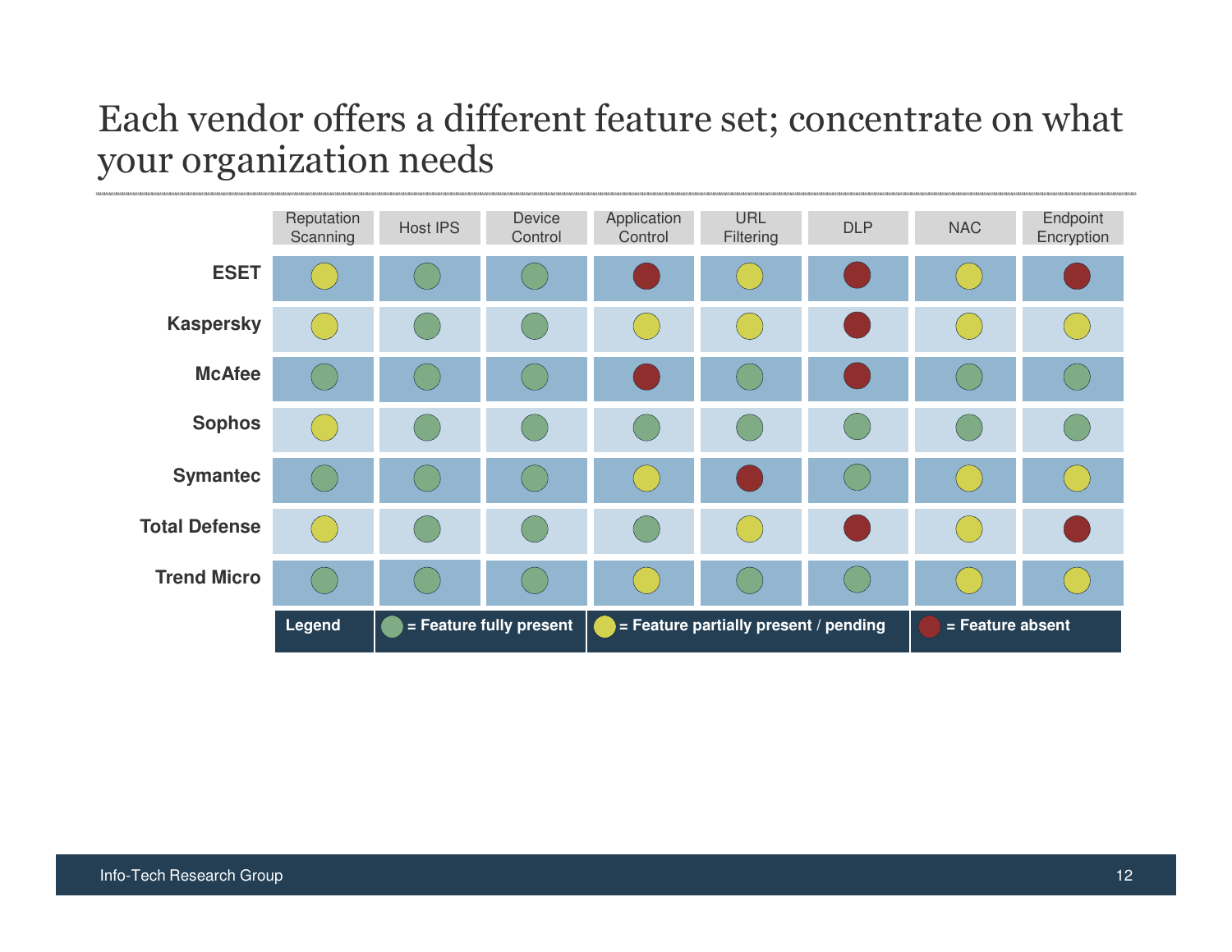# Each vendor offers a different feature set; concentrate on what your organization needs

| | Reputation Scanning | Host IPS | Device Control | Application Control | URL Filtering | DLP | NAC | Endpoint Encryption |
|---|---|---|---|---|---|---|---|---|
| **ESET** | Partially present / pending | Fully present | Fully present | Absent | Partially present / pending | Absent | Partially present / pending | Absent |
| **Kaspersky** | Partially present / pending | Fully present | Fully present | Partially present / pending | Partially present / pending | Absent | Partially present / pending | Partially present / pending |
| **McAfee** | Fully present | Fully present | Fully present | Absent | Fully present | Absent | Fully present | Fully present |
| **Sophos** | Partially present / pending | Fully present | Fully present | Fully present | Fully present | Fully present | Fully present | Fully present |
| **Symantec** | Fully present | Fully present | Fully present | Partially present / pending | Absent | Fully present | Partially present / pending | Partially present / pending |
| **Total Defense** | Partially present / pending | Fully present | Fully present | Fully present | Partially present / pending | Absent | Partially present / pending | Absent |
| **Trend Micro** | Fully present | Fully present | Fully present | Partially present / pending | Fully present | Fully present | Partially present / pending | Partially present / pending |

**Legend**: Green = Feature fully present; Yellow = Feature partially present / pending; Red = Feature absent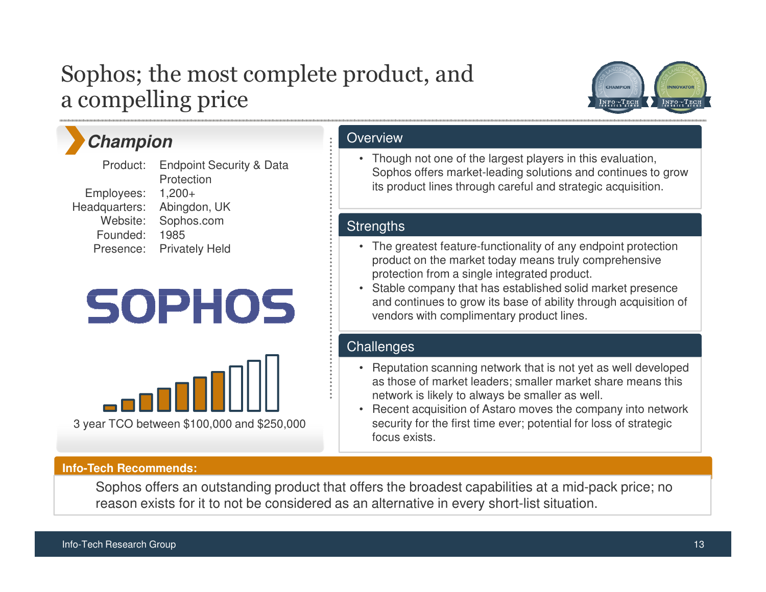# Sophos; the most complete product, and a compelling price

## Champion

| | |
|---|---|
| Product: | Endpoint Security & Data Protection |
| Employees: | 1,200+ |
| Headquarters: | Abingdon, UK |
| Website: | Sophos.com |
| Founded: | 1985 |
| Presence: | Privately Held |

3 year TCO between $100,000 and $250,000

### Overview

- Though not one of the largest players in this evaluation, Sophos offers market-leading solutions and continues to grow its product lines through careful and strategic acquisition.

### Strengths

- The greatest feature-functionality of any endpoint protection product on the market today means truly comprehensive protection from a single integrated product.
- Stable company that has established solid market presence and continues to grow its base of ability through acquisition of vendors with complimentary product lines.

### Challenges

- Reputation scanning network that is not yet as well developed as those of market leaders; smaller market share means this network is likely to always be smaller as well.
- Recent acquisition of Astaro moves the company into network security for the first time ever; potential for loss of strategic focus exists.

**Info-Tech Recommends:**

Sophos offers an outstanding product that offers the broadest capabilities at a mid-pack price; no reason exists for it to not be considered as an alternative in every short-list situation.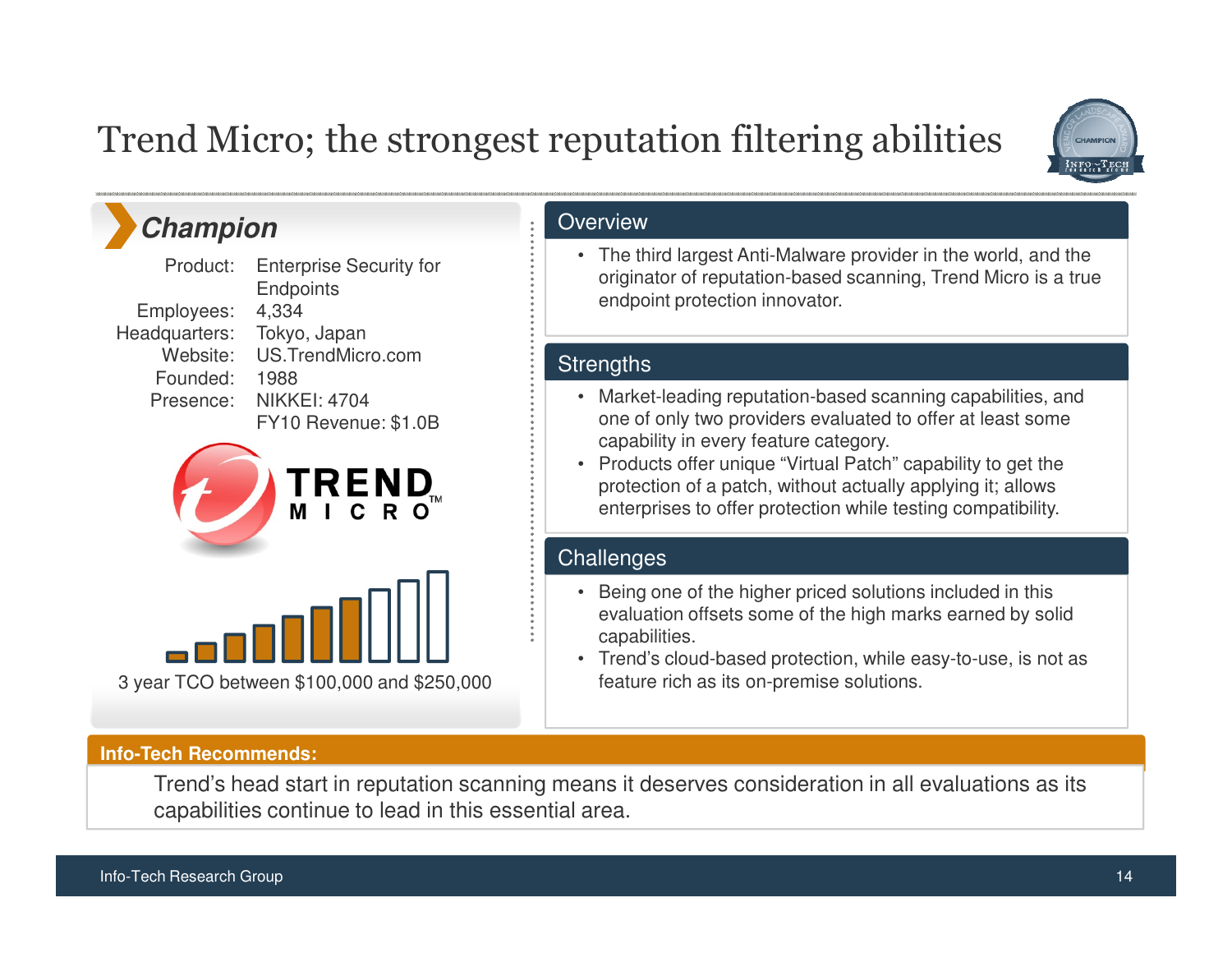# Trend Micro; the strongest reputation filtering abilities

## Champion

| | |
|---|---|
| Product: | Enterprise Security for Endpoints |
| Employees: | 4,334 |
| Headquarters: | Tokyo, Japan |
| Website: | US.TrendMicro.com |
| Founded: | 1988 |
| Presence: | NIKKEI: 4704<br>FY10 Revenue: $1.0B |

3 year TCO between $100,000 and $250,000

### Overview

- The third largest Anti-Malware provider in the world, and the originator of reputation-based scanning, Trend Micro is a true endpoint protection innovator.

### Strengths

- Market-leading reputation-based scanning capabilities, and one of only two providers evaluated to offer at least some capability in every feature category.
- Products offer unique "Virtual Patch" capability to get the protection of a patch, without actually applying it; allows enterprises to offer protection while testing compatibility.

### Challenges

- Being one of the higher priced solutions included in this evaluation offsets some of the high marks earned by solid capabilities.
- Trend's cloud-based protection, while easy-to-use, is not as feature rich as its on-premise solutions.

**Info-Tech Recommends:**

Trend's head start in reputation scanning means it deserves consideration in all evaluations as its capabilities continue to lead in this essential area.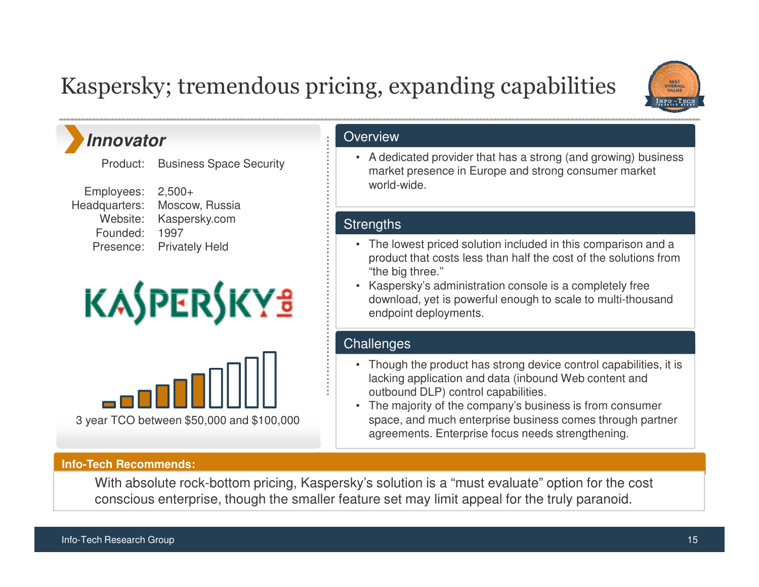# Kaspersky; tremendous pricing, expanding capabilities

BEST OVERALL VALUE

## *Innovator*

| | |
|---|---|
| Product: | Business Space Security |
| Employees: | 2,500+ |
| Headquarters: | Moscow, Russia |
| Website: | Kaspersky.com |
| Founded: | 1997 |
| Presence: | Privately Held |

KASPERSKY lab

3 year TCO between $50,000 and $100,000

## Overview

- A dedicated provider that has a strong (and growing) business market presence in Europe and strong consumer market world-wide.

## Strengths

- The lowest priced solution included in this comparison and a product that costs less than half the cost of the solutions from "the big three."
- Kaspersky's administration console is a completely free download, yet is powerful enough to scale to multi-thousand endpoint deployments.

## Challenges

- Though the product has strong device control capabilities, it is lacking application and data (inbound Web content and outbound DLP) control capabilities.
- The majority of the company's business is from consumer space, and much enterprise business comes through partner agreements. Enterprise focus needs strengthening.

**Info-Tech Recommends:**

With absolute rock-bottom pricing, Kaspersky's solution is a "must evaluate" option for the cost conscious enterprise, though the smaller feature set may limit appeal for the truly paranoid.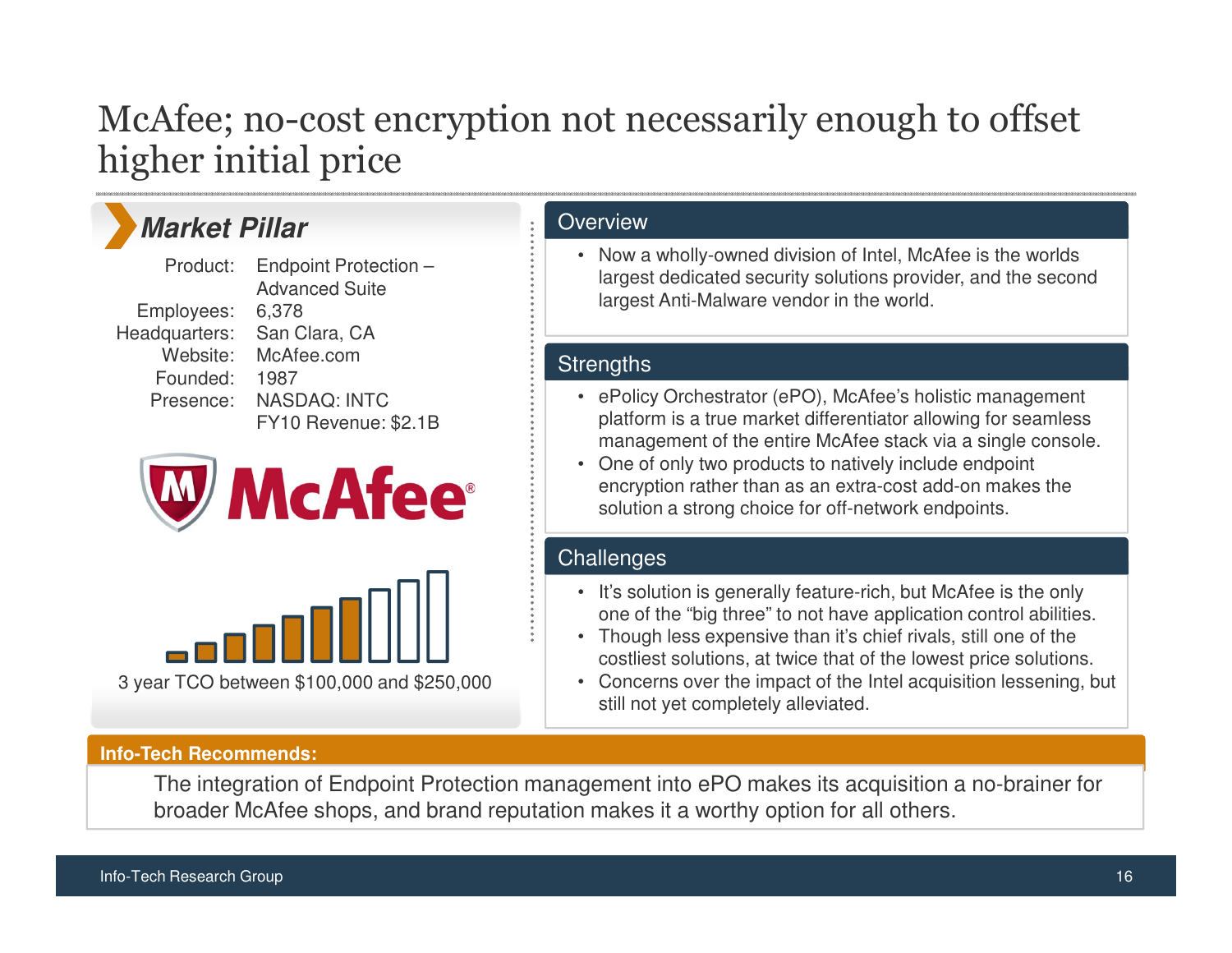# McAfee; no-cost encryption not necessarily enough to offset higher initial price

## Market Pillar

| | |
|---|---|
| Product: | Endpoint Protection – Advanced Suite |
| Employees: | 6,378 |
| Headquarters: | San Clara, CA |
| Website: | McAfee.com |
| Founded: | 1987 |
| Presence: | NASDAQ: INTC<br>FY10 Revenue: $2.1B |

McAfee®

3 year TCO between $100,000 and $250,000

## Overview

- Now a wholly-owned division of Intel, McAfee is the worlds largest dedicated security solutions provider, and the second largest Anti-Malware vendor in the world.

## Strengths

- ePolicy Orchestrator (ePO), McAfee's holistic management platform is a true market differentiator allowing for seamless management of the entire McAfee stack via a single console.
- One of only two products to natively include endpoint encryption rather than as an extra-cost add-on makes the solution a strong choice for off-network endpoints.

## Challenges

- It's solution is generally feature-rich, but McAfee is the only one of the "big three" to not have application control abilities.
- Though less expensive than it's chief rivals, still one of the costliest solutions, at twice that of the lowest price solutions.
- Concerns over the impact of the Intel acquisition lessening, but still not yet completely alleviated.

**Info-Tech Recommends:**

The integration of Endpoint Protection management into ePO makes its acquisition a no-brainer for broader McAfee shops, and brand reputation makes it a worthy option for all others.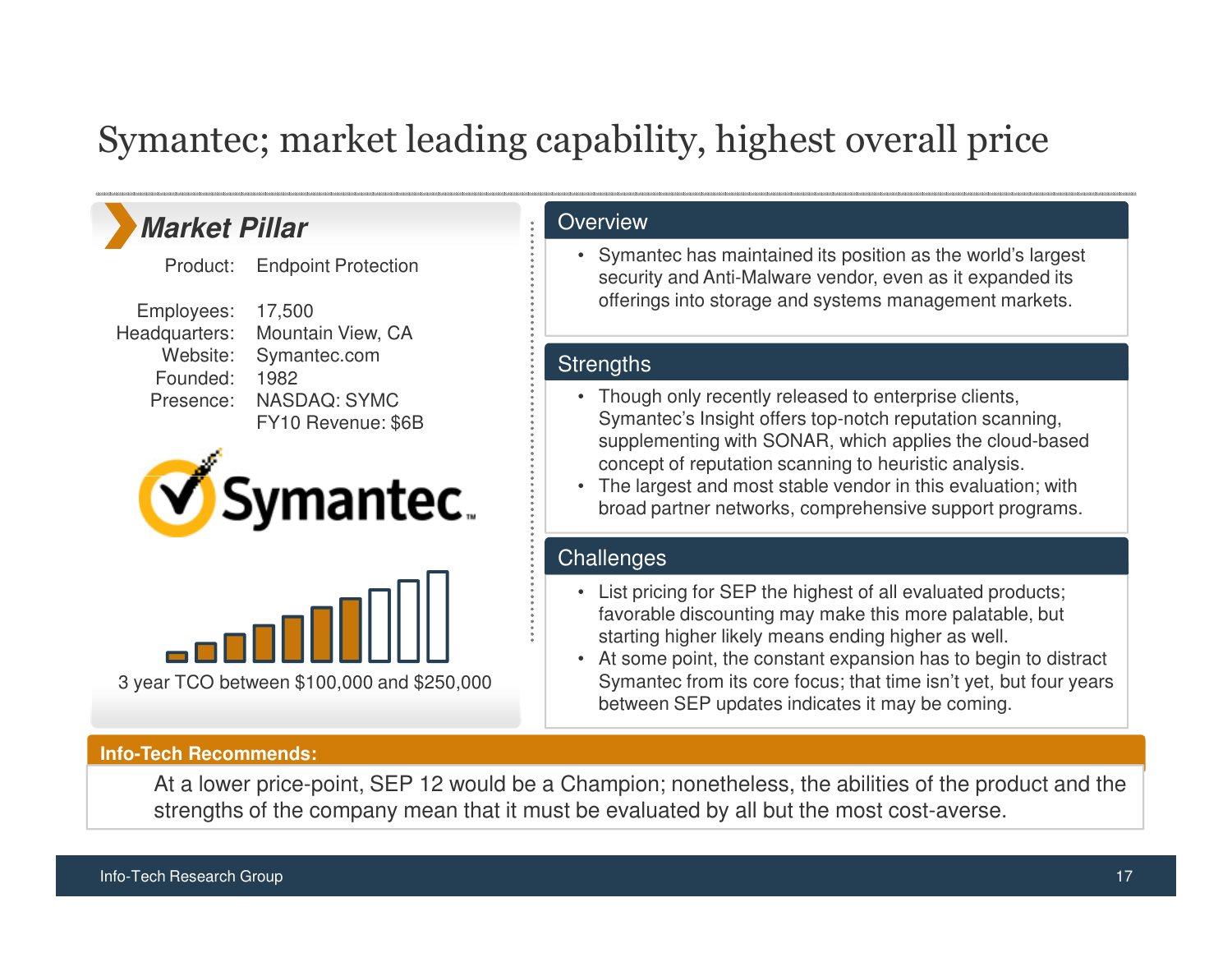# Symantec; market leading capability, highest overall price

## Market Pillar

Product: Endpoint Protection

Employees: 17,500
Headquarters: Mountain View, CA
Website: Symantec.com
Founded: 1982
Presence: NASDAQ: SYMC
FY10 Revenue: $6B

3 year TCO between $100,000 and $250,000

## Overview

- Symantec has maintained its position as the world's largest security and Anti-Malware vendor, even as it expanded its offerings into storage and systems management markets.

## Strengths

- Though only recently released to enterprise clients, Symantec's Insight offers top-notch reputation scanning, supplementing with SONAR, which applies the cloud-based concept of reputation scanning to heuristic analysis.
- The largest and most stable vendor in this evaluation; with broad partner networks, comprehensive support programs.

## Challenges

- List pricing for SEP the highest of all evaluated products; favorable discounting may make this more palatable, but starting higher likely means ending higher as well.
- At some point, the constant expansion has to begin to distract Symantec from its core focus; that time isn't yet, but four years between SEP updates indicates it may be coming.

**Info-Tech Recommends:**

At a lower price-point, SEP 12 would be a Champion; nonetheless, the abilities of the product and the strengths of the company mean that it must be evaluated by all but the most cost-averse.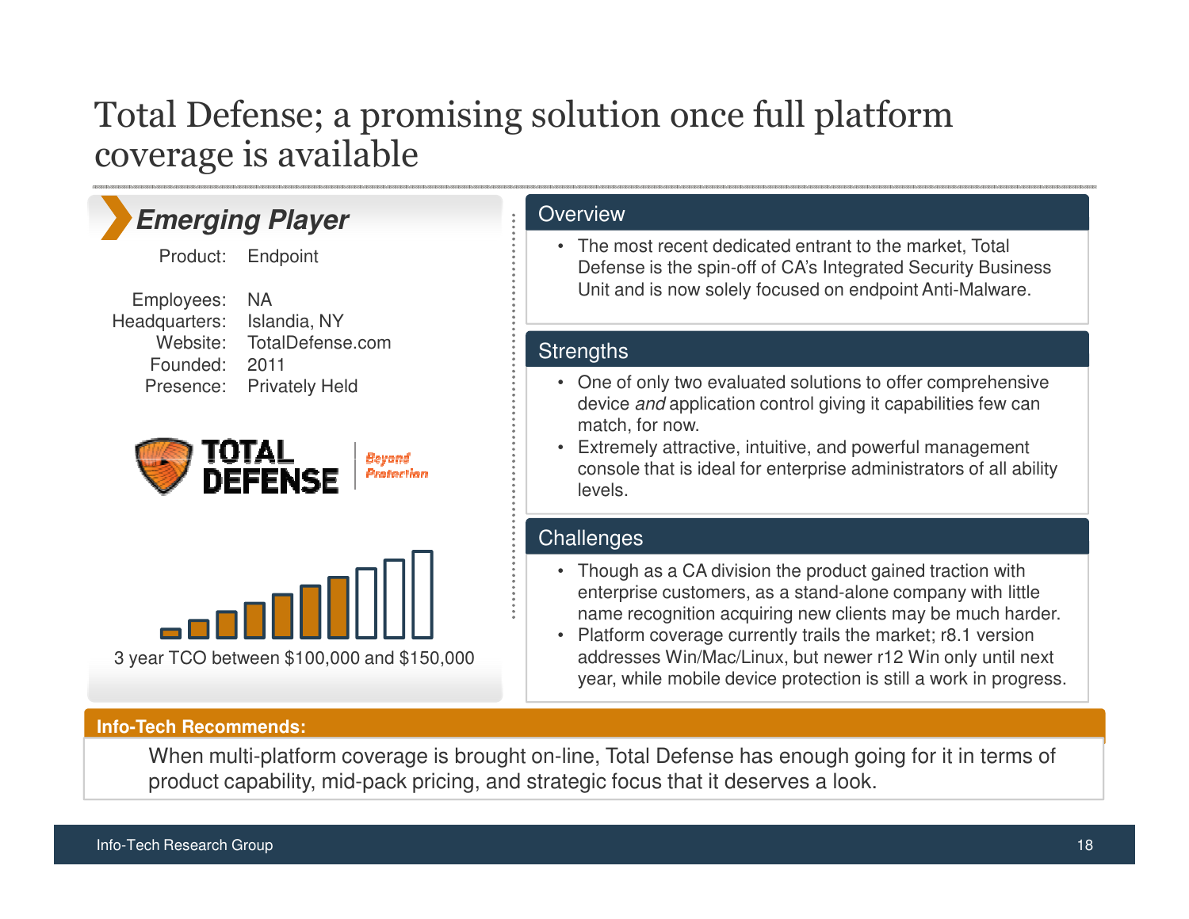# Total Defense; a promising solution once full platform coverage is available

## Emerging Player

| | |
|---|---|
| Product: | Endpoint |
| Employees: | NA |
| Headquarters: | Islandia, NY |
| Website: | TotalDefense.com |
| Founded: | 2011 |
| Presence: | Privately Held |

3 year TCO between $100,000 and $150,000

### Overview

- The most recent dedicated entrant to the market, Total Defense is the spin-off of CA's Integrated Security Business Unit and is now solely focused on endpoint Anti-Malware.

### Strengths

- One of only two evaluated solutions to offer comprehensive device *and* application control giving it capabilities few can match, for now.
- Extremely attractive, intuitive, and powerful management console that is ideal for enterprise administrators of all ability levels.

### Challenges

- Though as a CA division the product gained traction with enterprise customers, as a stand-alone company with little name recognition acquiring new clients may be much harder.
- Platform coverage currently trails the market; r8.1 version addresses Win/Mac/Linux, but newer r12 Win only until next year, while mobile device protection is still a work in progress.

**Info-Tech Recommends:**

When multi-platform coverage is brought on-line, Total Defense has enough going for it in terms of product capability, mid-pack pricing, and strategic focus that it deserves a look.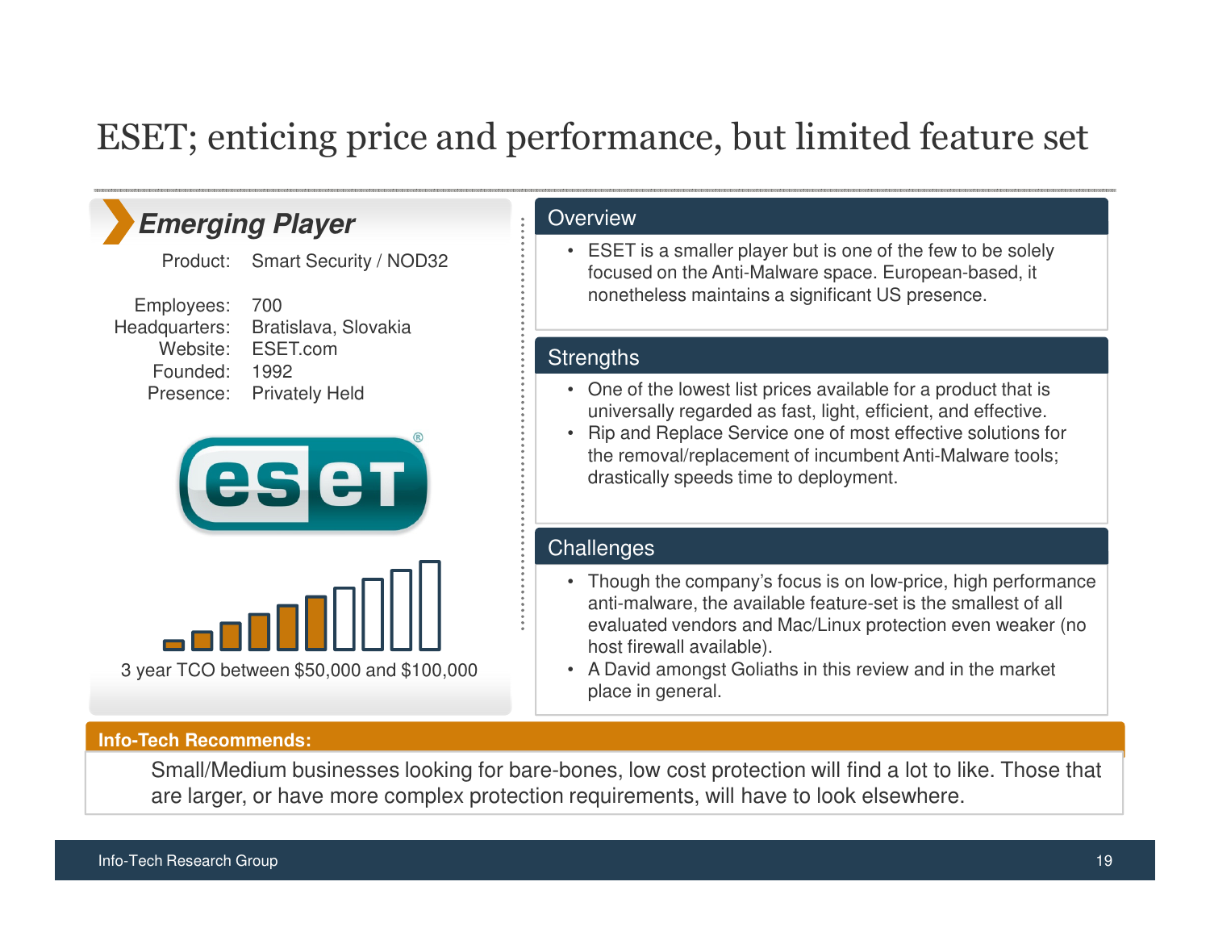# ESET; enticing price and performance, but limited feature set

## Emerging Player

| | |
|---|---|
| Product: | Smart Security / NOD32 |
| Employees: | 700 |
| Headquarters: | Bratislava, Slovakia |
| Website: | ESET.com |
| Founded: | 1992 |
| Presence: | Privately Held |

3 year TCO between $50,000 and $100,000

### Overview

- ESET is a smaller player but is one of the few to be solely focused on the Anti-Malware space. European-based, it nonetheless maintains a significant US presence.

### Strengths

- One of the lowest list prices available for a product that is universally regarded as fast, light, efficient, and effective.
- Rip and Replace Service one of most effective solutions for the removal/replacement of incumbent Anti-Malware tools; drastically speeds time to deployment.

### Challenges

- Though the company's focus is on low-price, high performance anti-malware, the available feature-set is the smallest of all evaluated vendors and Mac/Linux protection even weaker (no host firewall available).
- A David amongst Goliaths in this review and in the market place in general.

**Info-Tech Recommends:**

Small/Medium businesses looking for bare-bones, low cost protection will find a lot to like. Those that are larger, or have more complex protection requirements, will have to look elsewhere.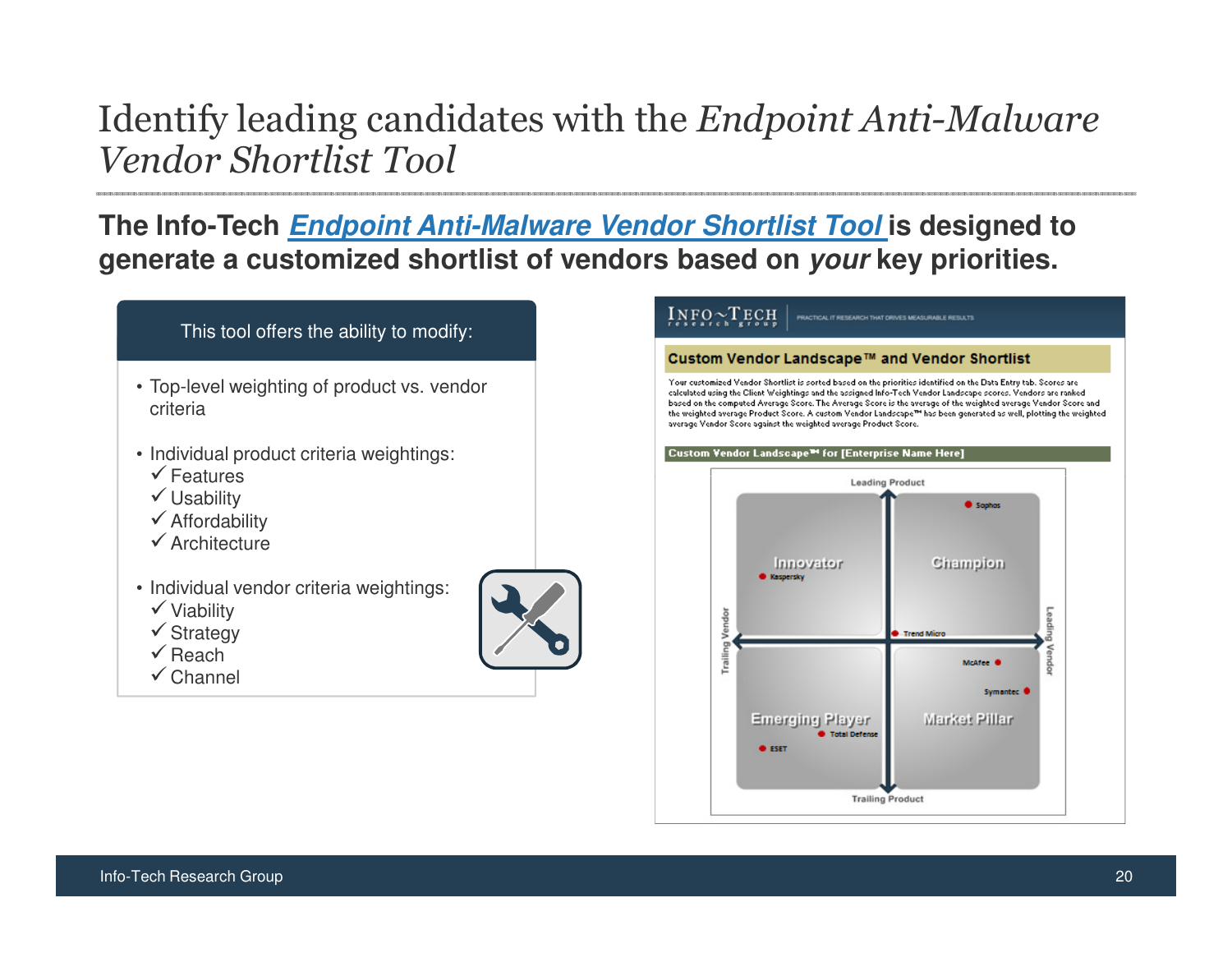# Identify leading candidates with the *Endpoint Anti-Malware Vendor Shortlist Tool*

**The Info-Tech *Endpoint Anti-Malware Vendor Shortlist Tool* is designed to generate a customized shortlist of vendors based on *your* key priorities.**

This tool offers the ability to modify:

- Top-level weighting of product vs. vendor criteria
- Individual product criteria weightings:
  - ✓ Features
  - ✓ Usability
  - ✓ Affordability
  - ✓ Architecture
- Individual vendor criteria weightings:
  - ✓ Viability
  - ✓ Strategy
  - ✓ Reach
  - ✓ Channel

INFO~TECH research group | PRACTICAL IT RESEARCH THAT DRIVES MEASURABLE RESULTS

**Custom Vendor Landscape™ and Vendor Shortlist**

Your customized Vendor Shortlist is sorted based on the priorities identified on the Data Entry tab. Scores are calculated using the Client Weightings and the assigned Info-Tech Vendor Landscape scores. Vendors are ranked based on the computed Average Score. The Average Score is the average of the weighted average Vendor Score and the weighted average Product Score. A custom Vendor Landscape™ has been generated as well, plotting the weighted average Vendor Score against the weighted average Product Score.

**Custom Vendor Landscape™ for [Enterprise Name Here]**

Leading Product / Trailing Product / Trailing Vendor / Leading Vendor

- Innovator: Kaspersky
- Champion: Sophos, Trend Micro
- Emerging Player: Total Defense, ESET
- Market Pillar: McAfee, Symantec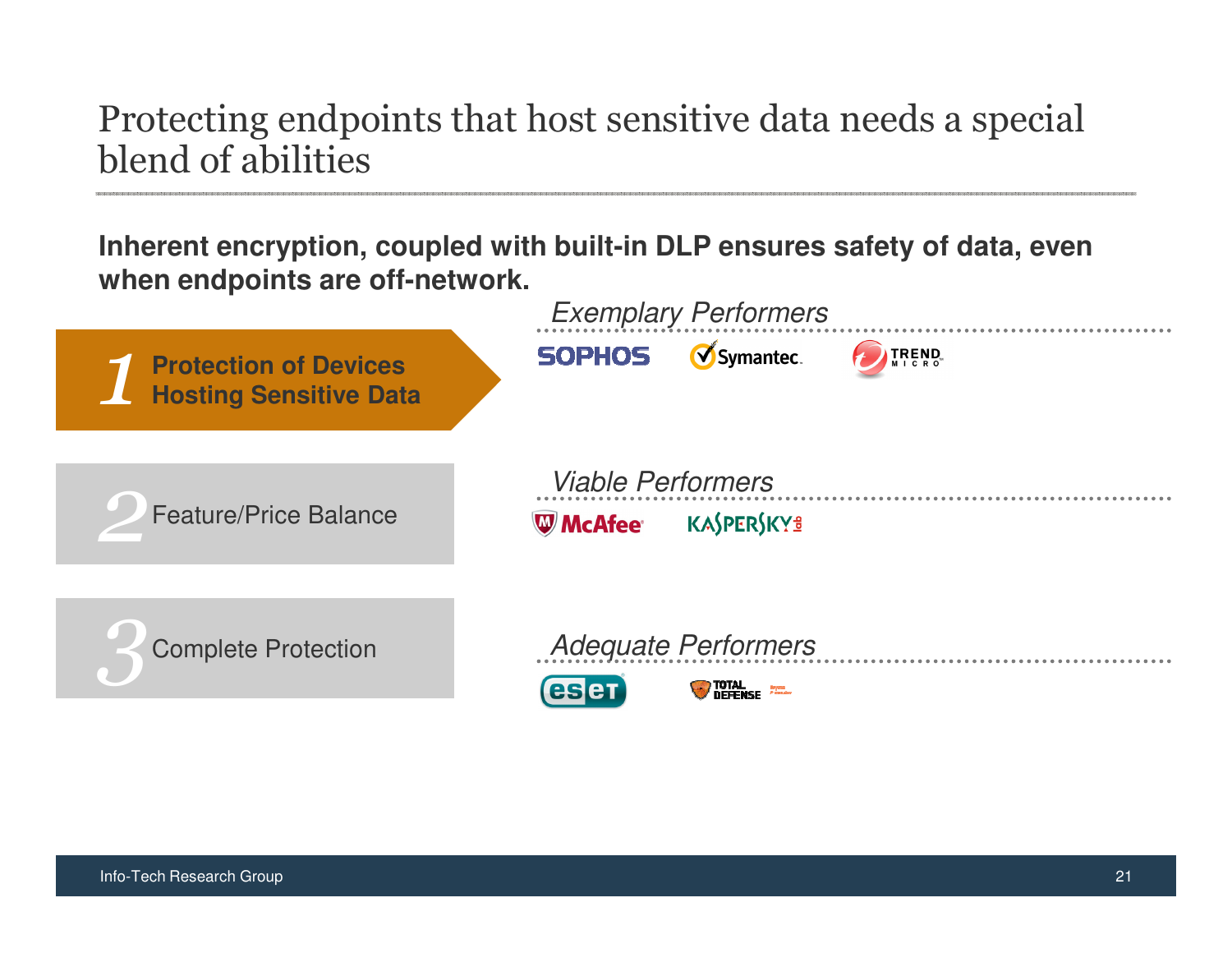# Protecting endpoints that host sensitive data needs a special blend of abilities

**Inherent encryption, coupled with built-in DLP ensures safety of data, even when endpoints are off-network.**

1. **Protection of Devices Hosting Sensitive Data**
2. Feature/Price Balance
3. Complete Protection

*Exemplary Performers*

SOPHOS, Symantec, TREND MICRO

*Viable Performers*

McAfee, KASPERSKY lab

*Adequate Performers*

eset, TOTAL DEFENSE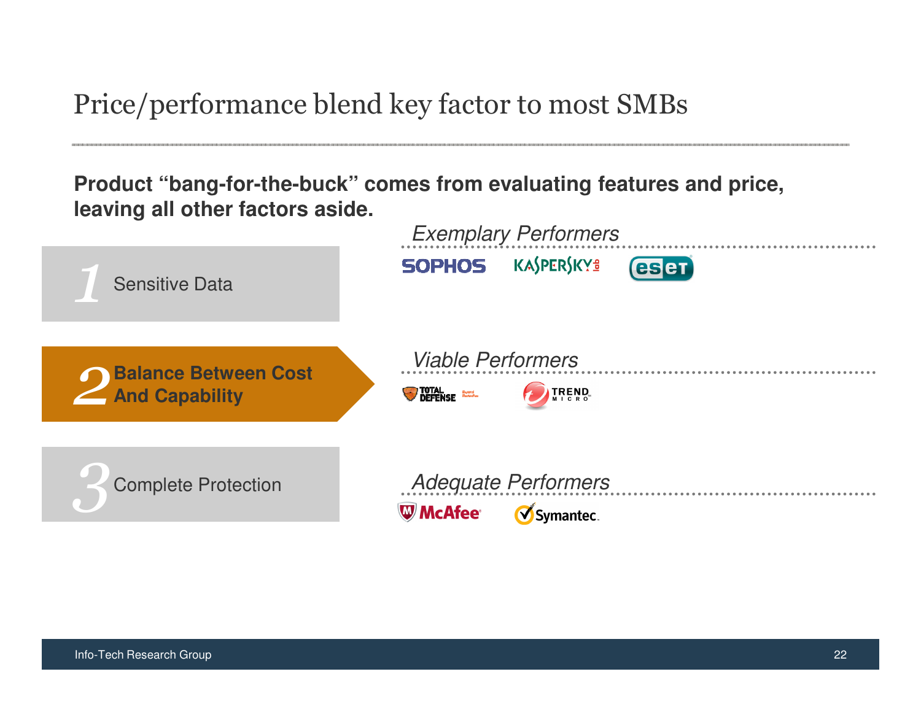# Price/performance blend key factor to most SMBs

**Product "bang-for-the-buck" comes from evaluating features and price, leaving all other factors aside.**

1. Sensitive Data
2. **Balance Between Cost And Capability**
3. Complete Protection

*Exemplary Performers*

SOPHOS, KASPERSKY lab, eset

*Viable Performers*

TOTAL DEFENSE, TREND MICRO

*Adequate Performers*

McAfee, Symantec.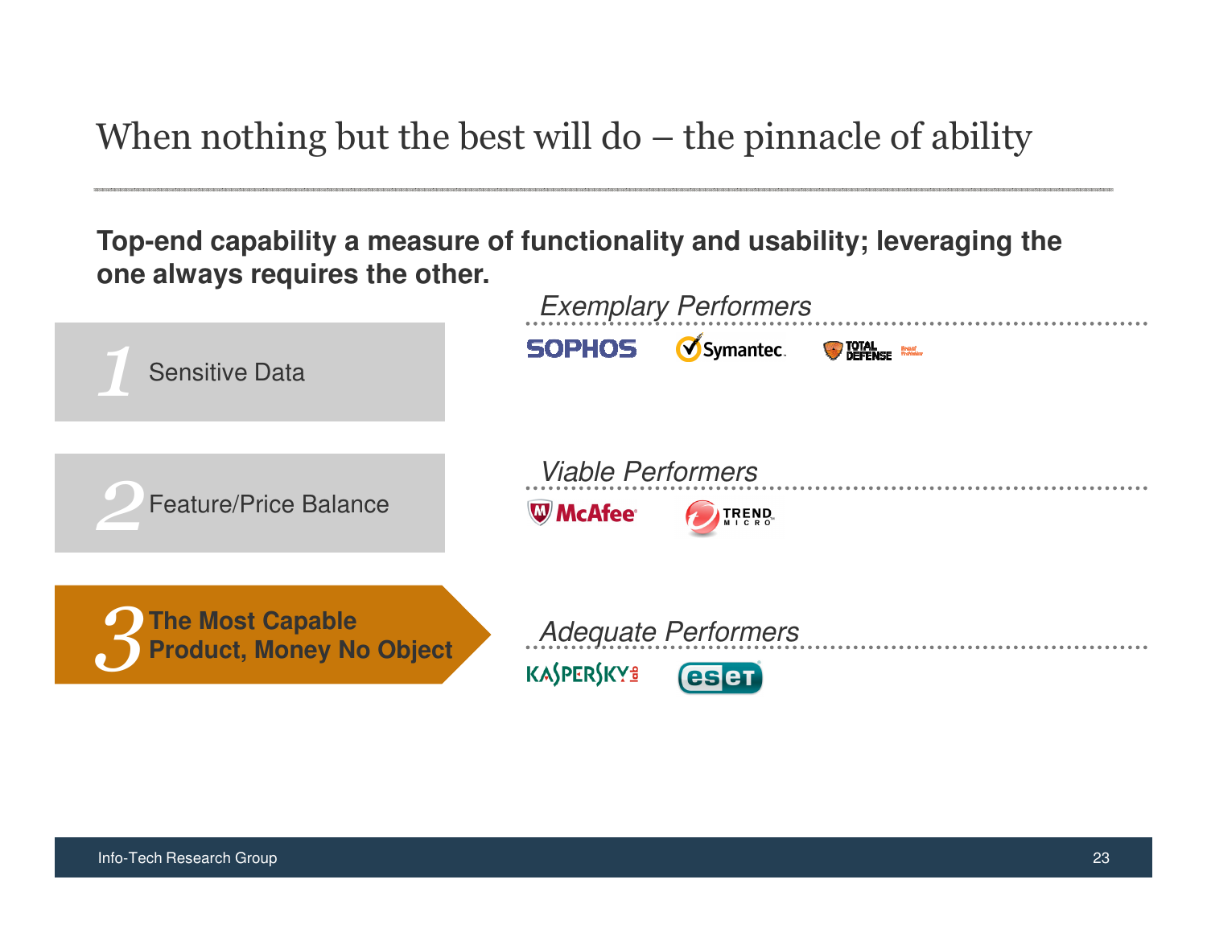# When nothing but the best will do – the pinnacle of ability

**Top-end capability a measure of functionality and usability; leveraging the one always requires the other.**

1. Sensitive Data
2. Feature/Price Balance
3. **The Most Capable Product, Money No Object**

*Exemplary Performers*

SOPHOS, Symantec, TOTAL DEFENSE

*Viable Performers*

McAfee, TREND MICRO

*Adequate Performers*

KASPERSKY lab, eset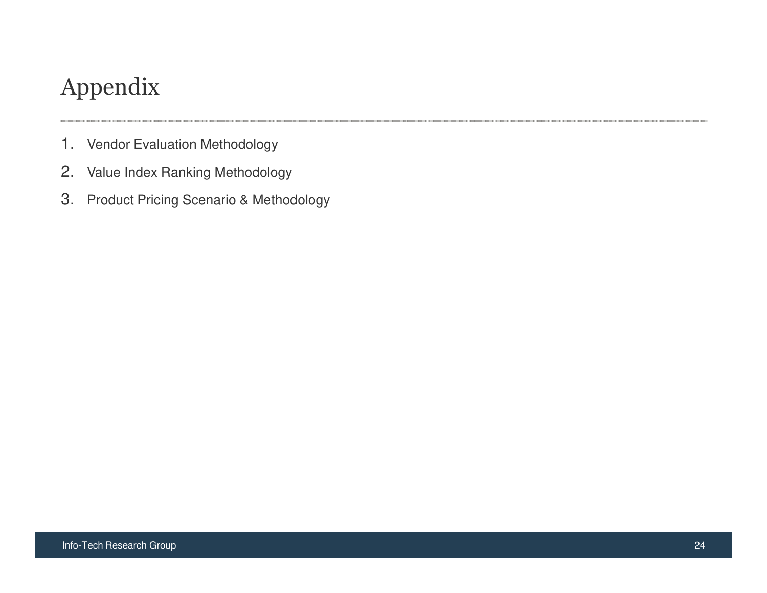# Appendix

1. Vendor Evaluation Methodology
2. Value Index Ranking Methodology
3. Product Pricing Scenario & Methodology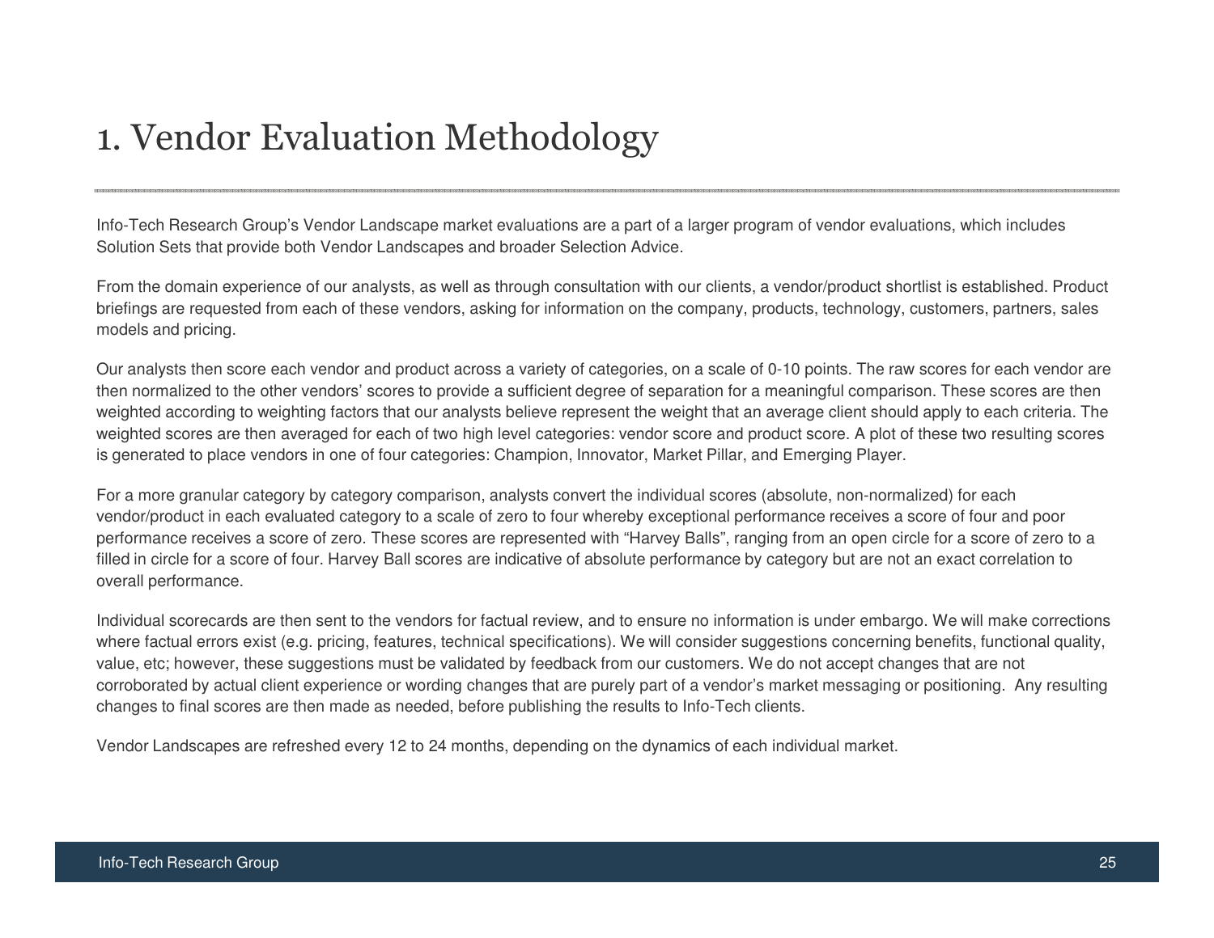# 1. Vendor Evaluation Methodology

Info-Tech Research Group's Vendor Landscape market evaluations are a part of a larger program of vendor evaluations, which includes Solution Sets that provide both Vendor Landscapes and broader Selection Advice.

From the domain experience of our analysts, as well as through consultation with our clients, a vendor/product shortlist is established. Product briefings are requested from each of these vendors, asking for information on the company, products, technology, customers, partners, sales models and pricing.

Our analysts then score each vendor and product across a variety of categories, on a scale of 0-10 points. The raw scores for each vendor are then normalized to the other vendors' scores to provide a sufficient degree of separation for a meaningful comparison. These scores are then weighted according to weighting factors that our analysts believe represent the weight that an average client should apply to each criteria. The weighted scores are then averaged for each of two high level categories: vendor score and product score. A plot of these two resulting scores is generated to place vendors in one of four categories: Champion, Innovator, Market Pillar, and Emerging Player.

For a more granular category by category comparison, analysts convert the individual scores (absolute, non-normalized) for each vendor/product in each evaluated category to a scale of zero to four whereby exceptional performance receives a score of four and poor performance receives a score of zero. These scores are represented with "Harvey Balls", ranging from an open circle for a score of zero to a filled in circle for a score of four. Harvey Ball scores are indicative of absolute performance by category but are not an exact correlation to overall performance.

Individual scorecards are then sent to the vendors for factual review, and to ensure no information is under embargo. We will make corrections where factual errors exist (e.g. pricing, features, technical specifications). We will consider suggestions concerning benefits, functional quality, value, etc; however, these suggestions must be validated by feedback from our customers. We do not accept changes that are not corroborated by actual client experience or wording changes that are purely part of a vendor's market messaging or positioning. Any resulting changes to final scores are then made as needed, before publishing the results to Info-Tech clients.

Vendor Landscapes are refreshed every 12 to 24 months, depending on the dynamics of each individual market.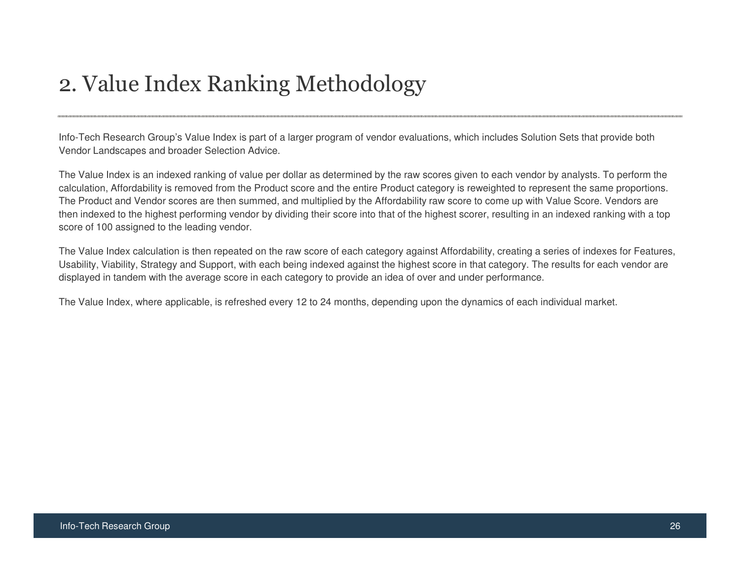# 2. Value Index Ranking Methodology

Info-Tech Research Group's Value Index is part of a larger program of vendor evaluations, which includes Solution Sets that provide both Vendor Landscapes and broader Selection Advice.

The Value Index is an indexed ranking of value per dollar as determined by the raw scores given to each vendor by analysts. To perform the calculation, Affordability is removed from the Product score and the entire Product category is reweighted to represent the same proportions. The Product and Vendor scores are then summed, and multiplied by the Affordability raw score to come up with Value Score. Vendors are then indexed to the highest performing vendor by dividing their score into that of the highest scorer, resulting in an indexed ranking with a top score of 100 assigned to the leading vendor.

The Value Index calculation is then repeated on the raw score of each category against Affordability, creating a series of indexes for Features, Usability, Viability, Strategy and Support, with each being indexed against the highest score in that category. The results for each vendor are displayed in tandem with the average score in each category to provide an idea of over and under performance.

The Value Index, where applicable, is refreshed every 12 to 24 months, depending upon the dynamics of each individual market.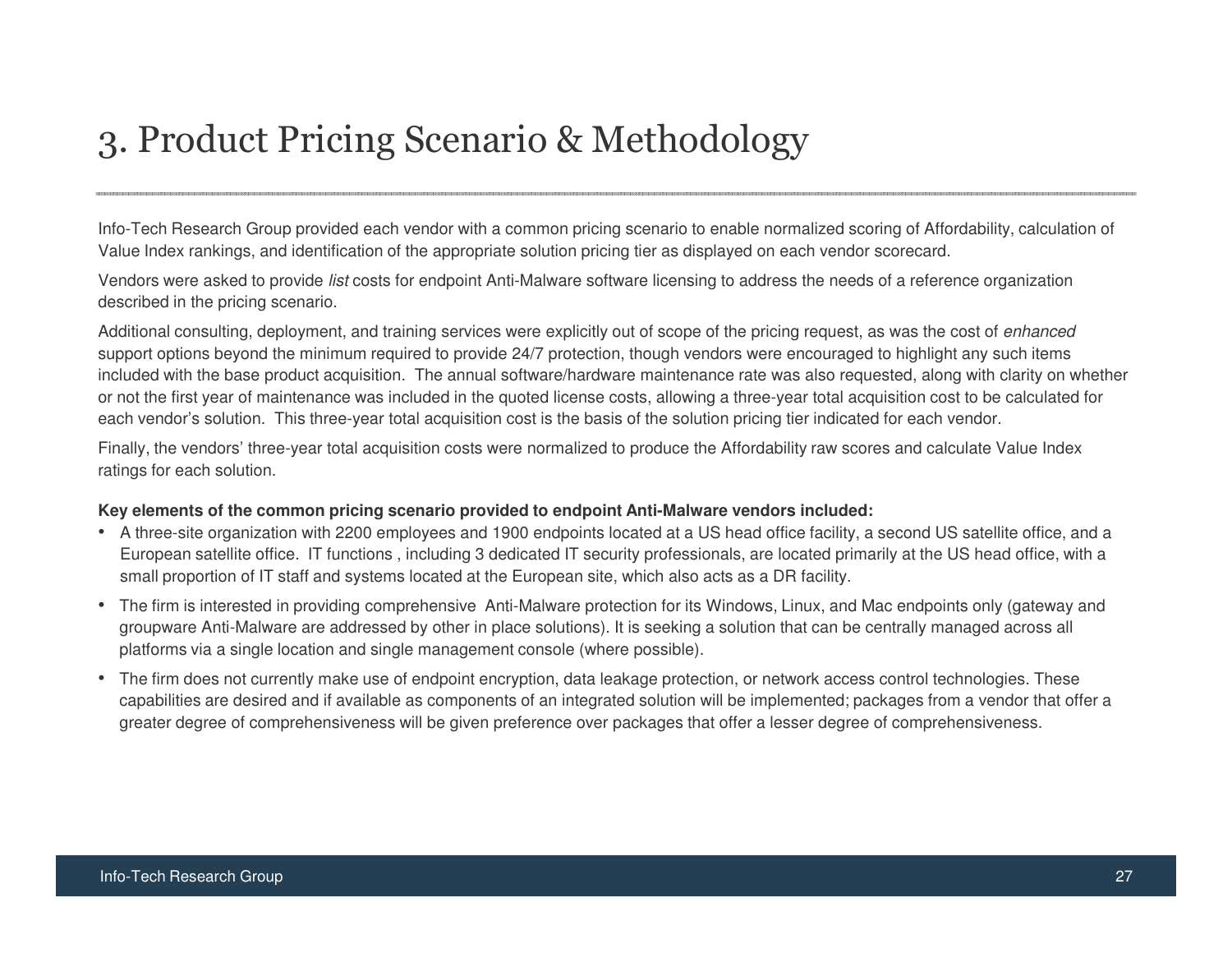# 3. Product Pricing Scenario & Methodology

Info-Tech Research Group provided each vendor with a common pricing scenario to enable normalized scoring of Affordability, calculation of Value Index rankings, and identification of the appropriate solution pricing tier as displayed on each vendor scorecard.

Vendors were asked to provide *list* costs for endpoint Anti-Malware software licensing to address the needs of a reference organization described in the pricing scenario.

Additional consulting, deployment, and training services were explicitly out of scope of the pricing request, as was the cost of *enhanced* support options beyond the minimum required to provide 24/7 protection, though vendors were encouraged to highlight any such items included with the base product acquisition. The annual software/hardware maintenance rate was also requested, along with clarity on whether or not the first year of maintenance was included in the quoted license costs, allowing a three-year total acquisition cost to be calculated for each vendor's solution. This three-year total acquisition cost is the basis of the solution pricing tier indicated for each vendor.

Finally, the vendors' three-year total acquisition costs were normalized to produce the Affordability raw scores and calculate Value Index ratings for each solution.

**Key elements of the common pricing scenario provided to endpoint Anti-Malware vendors included:**

- A three-site organization with 2200 employees and 1900 endpoints located at a US head office facility, a second US satellite office, and a European satellite office. IT functions , including 3 dedicated IT security professionals, are located primarily at the US head office, with a small proportion of IT staff and systems located at the European site, which also acts as a DR facility.
- The firm is interested in providing comprehensive Anti-Malware protection for its Windows, Linux, and Mac endpoints only (gateway and groupware Anti-Malware are addressed by other in place solutions). It is seeking a solution that can be centrally managed across all platforms via a single location and single management console (where possible).
- The firm does not currently make use of endpoint encryption, data leakage protection, or network access control technologies. These capabilities are desired and if available as components of an integrated solution will be implemented; packages from a vendor that offer a greater degree of comprehensiveness will be given preference over packages that offer a lesser degree of comprehensiveness.